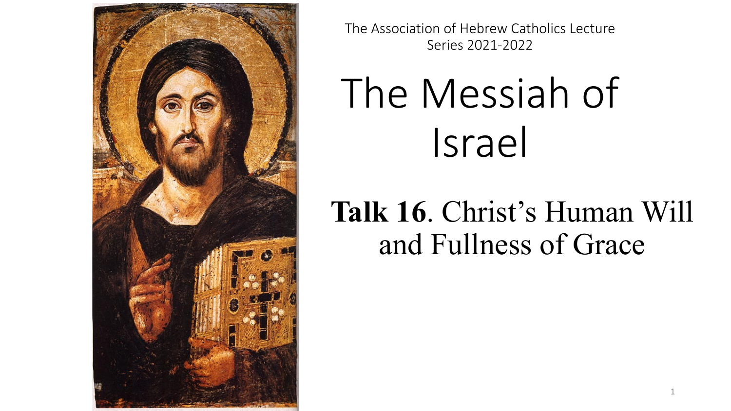The Association of Hebrew Catholics Lecture Series 2021-2022

# The Messiah of Israel

## **Talk 16**. Christ's Human Will and Fullness of Grace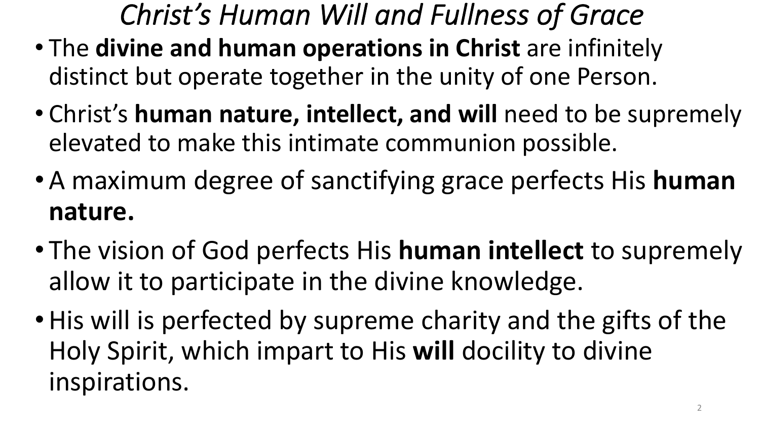# *Christ's Human Will and Fullness of Grace*

- The **divine and human operations in Christ** are infinitely distinct but operate together in the unity of one Person.
- Christ's **human nature, intellect, and will** need to be supremely elevated to make this intimate communion possible.
- A maximum degree of sanctifying grace perfects His **human nature.**
- The vision of God perfects His **human intellect** to supremely allow it to participate in the divine knowledge.
- His will is perfected by supreme charity and the gifts of the Holy Spirit, which impart to His **will** docility to divine inspirations.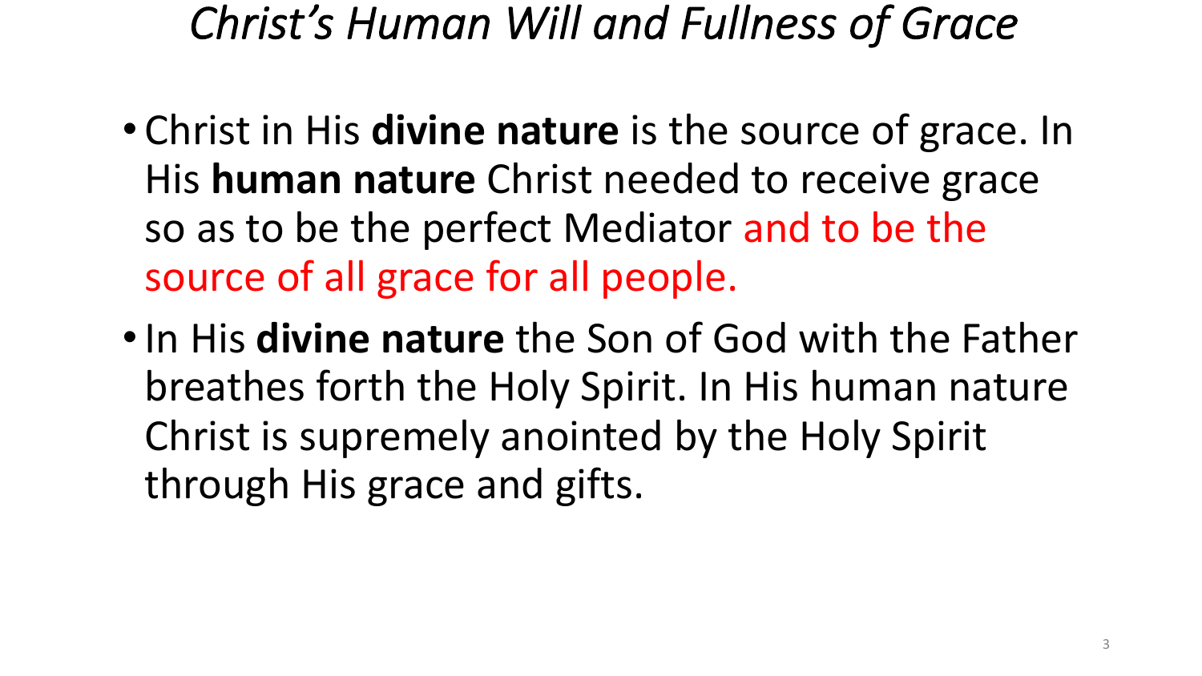# *Christ's Human Will and Fullness of Grace*

- Christ in His **divine nature** is the source of grace. In His **human nature** Christ needed to receive grace so as to be the perfect Mediator and to be the source of all grace for all people.
- In His **divine nature** the Son of God with the Father breathes forth the Holy Spirit. In His human nature Christ is supremely anointed by the Holy Spirit through His grace and gifts.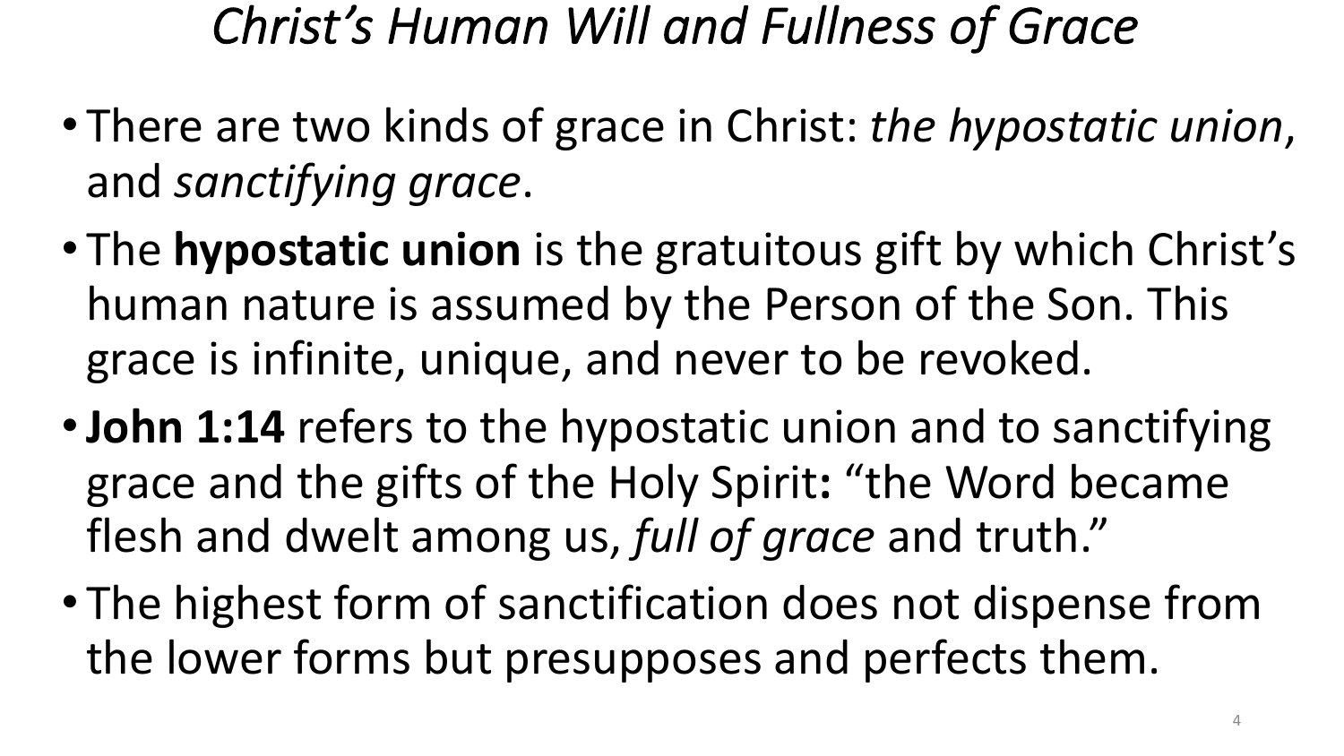# *Christ's Human Will and Fullness of Grace*

- There are two kinds of grace in Christ: *the hypostatic union*, and *sanctifying grace*.
- The **hypostatic union** is the gratuitous gift by which Christ's human nature is assumed by the Person of the Son. This grace is infinite, unique, and never to be revoked.
- **John 1:14** refers to the hypostatic union and to sanctifying grace and the gifts of the Holy Spirit**:** "the Word became flesh and dwelt among us, *full of grace* and truth."
- The highest form of sanctification does not dispense from the lower forms but presupposes and perfects them.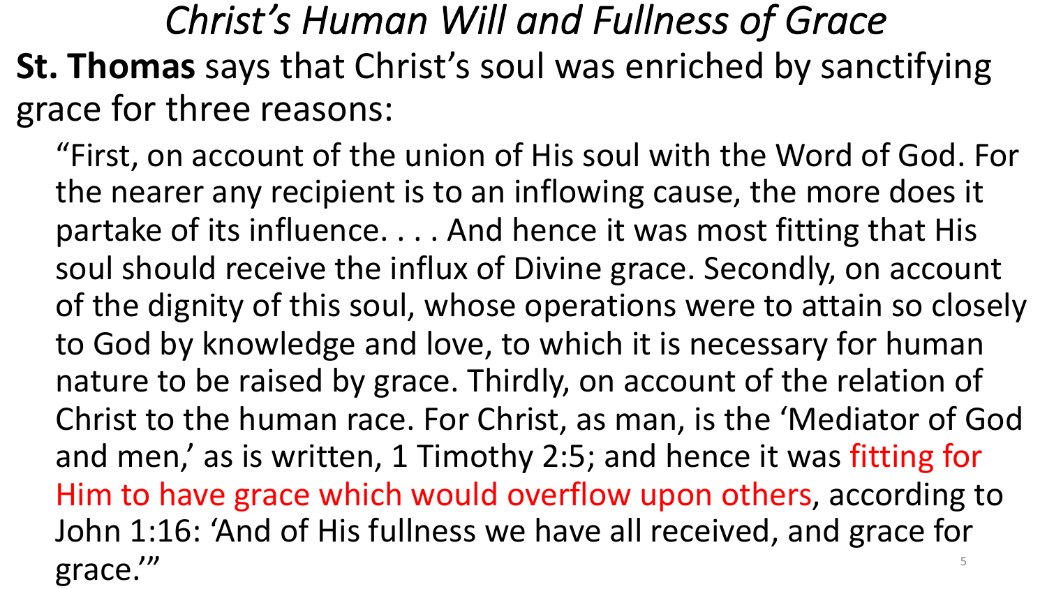# *Christ's Human Will and Fullness of Grace*

**St. Thomas** says that Christ's soul was enriched by sanctifying grace for three reasons:

> "First, on account of the union of His soul with the Word of God. For the nearer any recipient is to an inflowing cause, the more does it partake of its influence. . . . And hence it was most fitting that His soul should receive the influx of Divine grace. Secondly, on account of the dignity of this soul, whose operations were to attain so closely to God by knowledge and love, to which it is necessary for human nature to be raised by grace. Thirdly, on account of the relation of Christ to the human race. For Christ, as man, is the 'Mediator of God and men,' as is written, 1 Timothy 2:5; and hence it was fitting for Him to have grace which would overflow upon others, according to John 1:16: 'And of His fullness we have all received, and grace for grace.'"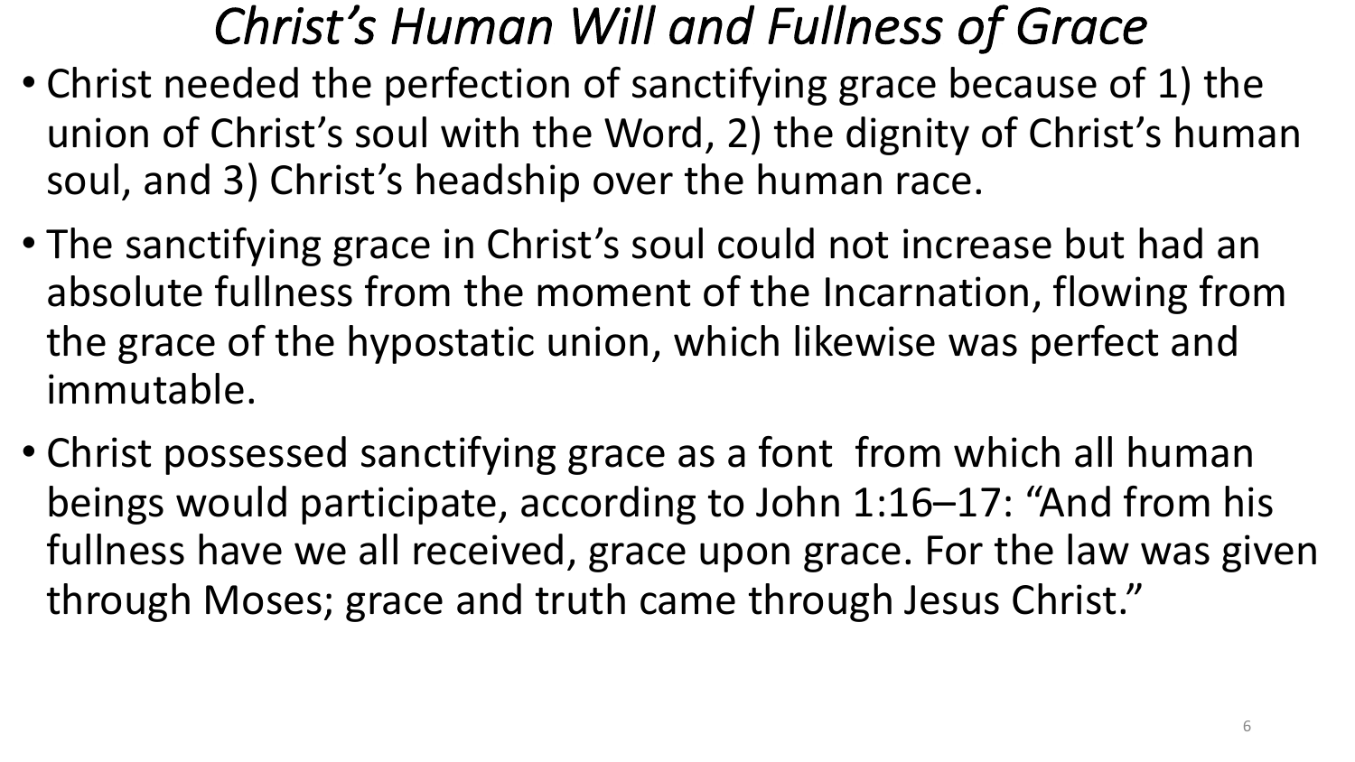# *Christ's Human Will and Fullness of Grace*

- Christ needed the perfection of sanctifying grace because of 1) the union of Christ's soul with the Word, 2) the dignity of Christ's human soul, and 3) Christ's headship over the human race.
- The sanctifying grace in Christ's soul could not increase but had an absolute fullness from the moment of the Incarnation, flowing from the grace of the hypostatic union, which likewise was perfect and immutable.
- Christ possessed sanctifying grace as a font from which all human beings would participate, according to John 1:16–17: "And from his fullness have we all received, grace upon grace. For the law was given through Moses; grace and truth came through Jesus Christ."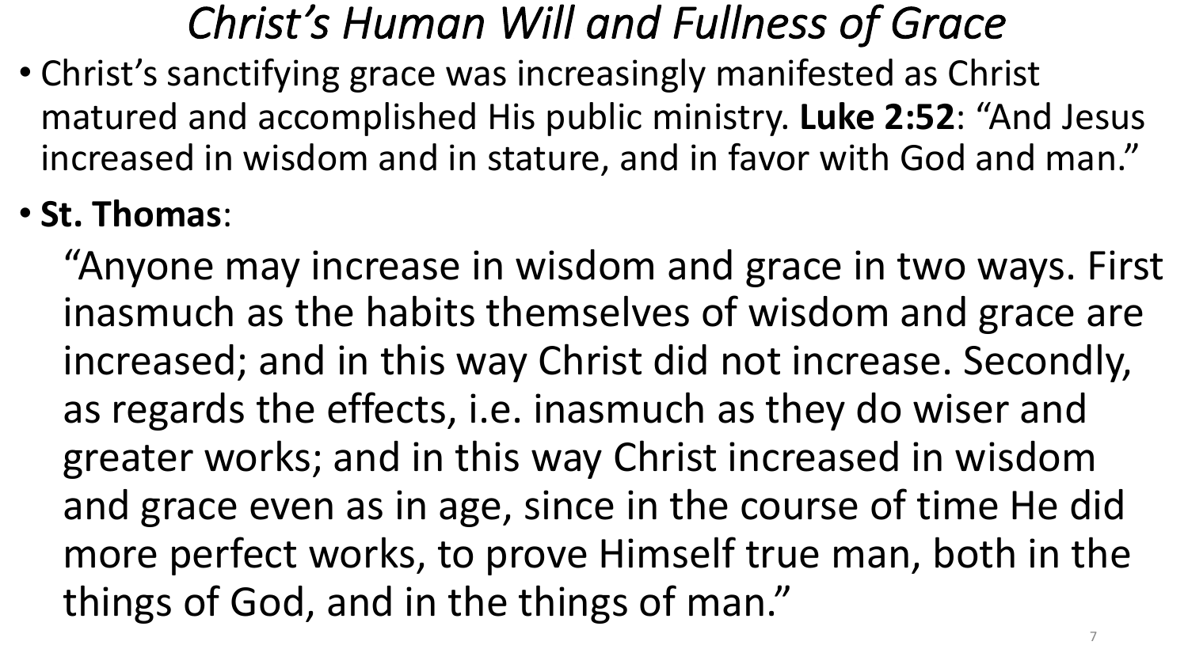# *Christ's Human Will and Fullness of Grace*

- Christ's sanctifying grace was increasingly manifested as Christ matured and accomplished His public ministry. **Luke 2:52**: "And Jesus increased in wisdom and in stature, and in favor with God and man."
- **St. Thomas**:

  "Anyone may increase in wisdom and grace in two ways. First inasmuch as the habits themselves of wisdom and grace are increased; and in this way Christ did not increase. Secondly, as regards the effects, i.e. inasmuch as they do wiser and greater works; and in this way Christ increased in wisdom and grace even as in age, since in the course of time He did more perfect works, to prove Himself true man, both in the things of God, and in the things of man."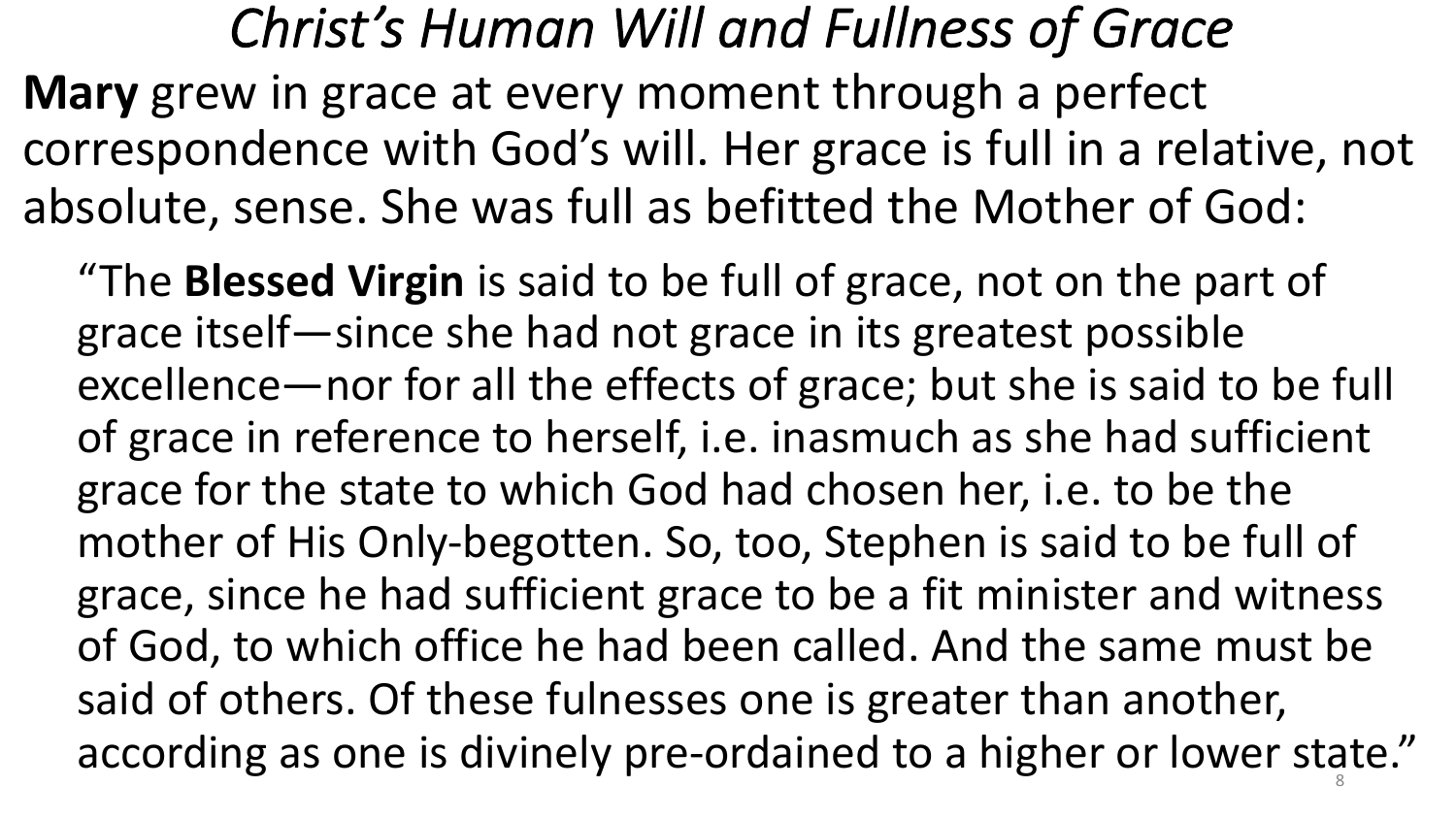# *Christ's Human Will and Fullness of Grace*

**Mary** grew in grace at every moment through a perfect correspondence with God's will. Her grace is full in a relative, not absolute, sense. She was full as befitted the Mother of God:

> "The **Blessed Virgin** is said to be full of grace, not on the part of grace itself—since she had not grace in its greatest possible excellence—nor for all the effects of grace; but she is said to be full of grace in reference to herself, i.e. inasmuch as she had sufficient grace for the state to which God had chosen her, i.e. to be the mother of His Only-begotten. So, too, Stephen is said to be full of grace, since he had sufficient grace to be a fit minister and witness of God, to which office he had been called. And the same must be said of others. Of these fulnesses one is greater than another, according as one is divinely pre-ordained to a higher or lower state."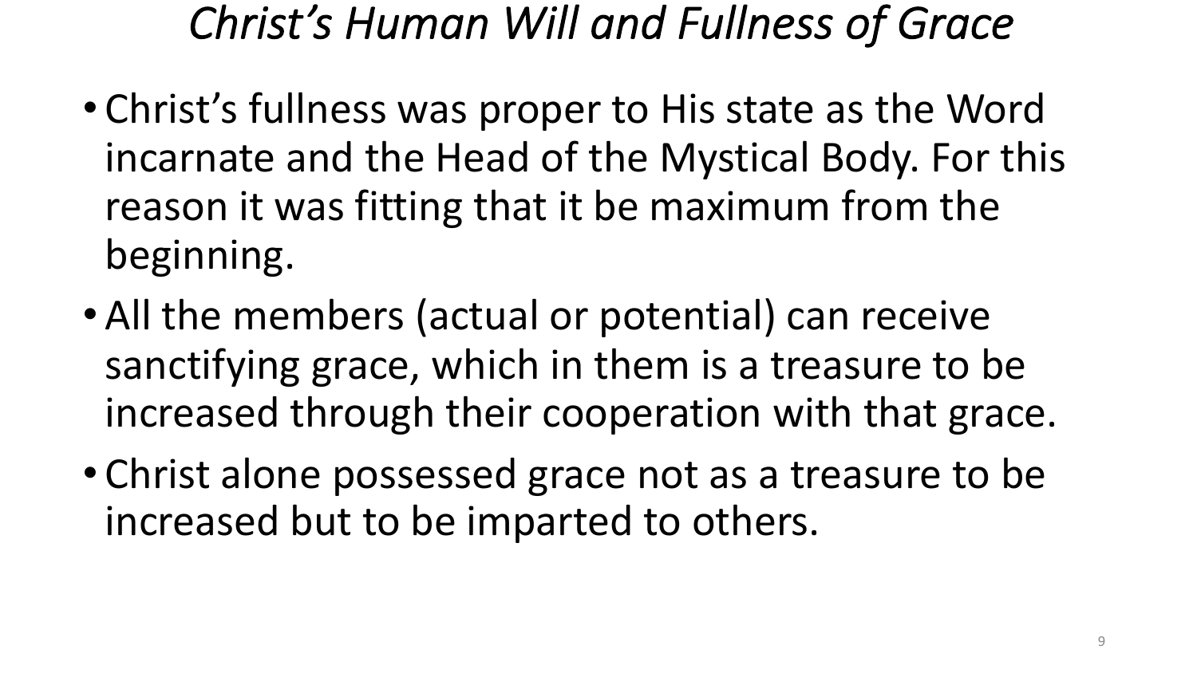# *Christ's Human Will and Fullness of Grace*

- Christ's fullness was proper to His state as the Word incarnate and the Head of the Mystical Body. For this reason it was fitting that it be maximum from the beginning.
- All the members (actual or potential) can receive sanctifying grace, which in them is a treasure to be increased through their cooperation with that grace.
- Christ alone possessed grace not as a treasure to be increased but to be imparted to others.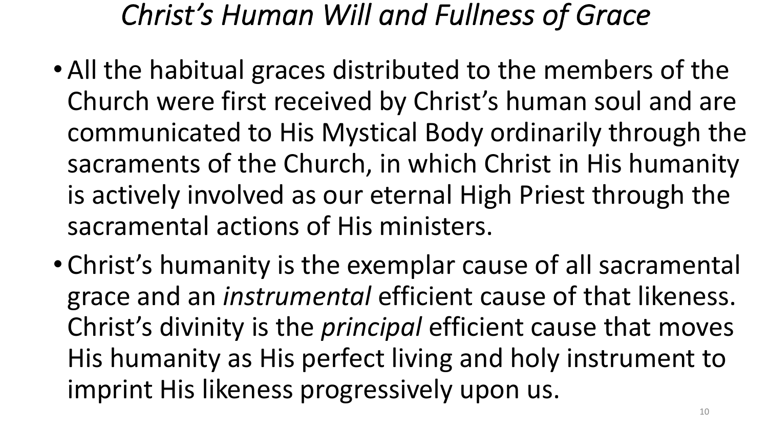# *Christ's Human Will and Fullness of Grace*

- All the habitual graces distributed to the members of the Church were first received by Christ's human soul and are communicated to His Mystical Body ordinarily through the sacraments of the Church, in which Christ in His humanity is actively involved as our eternal High Priest through the sacramental actions of His ministers.
- Christ's humanity is the exemplar cause of all sacramental grace and an *instrumental* efficient cause of that likeness. Christ's divinity is the *principal* efficient cause that moves His humanity as His perfect living and holy instrument to imprint His likeness progressively upon us.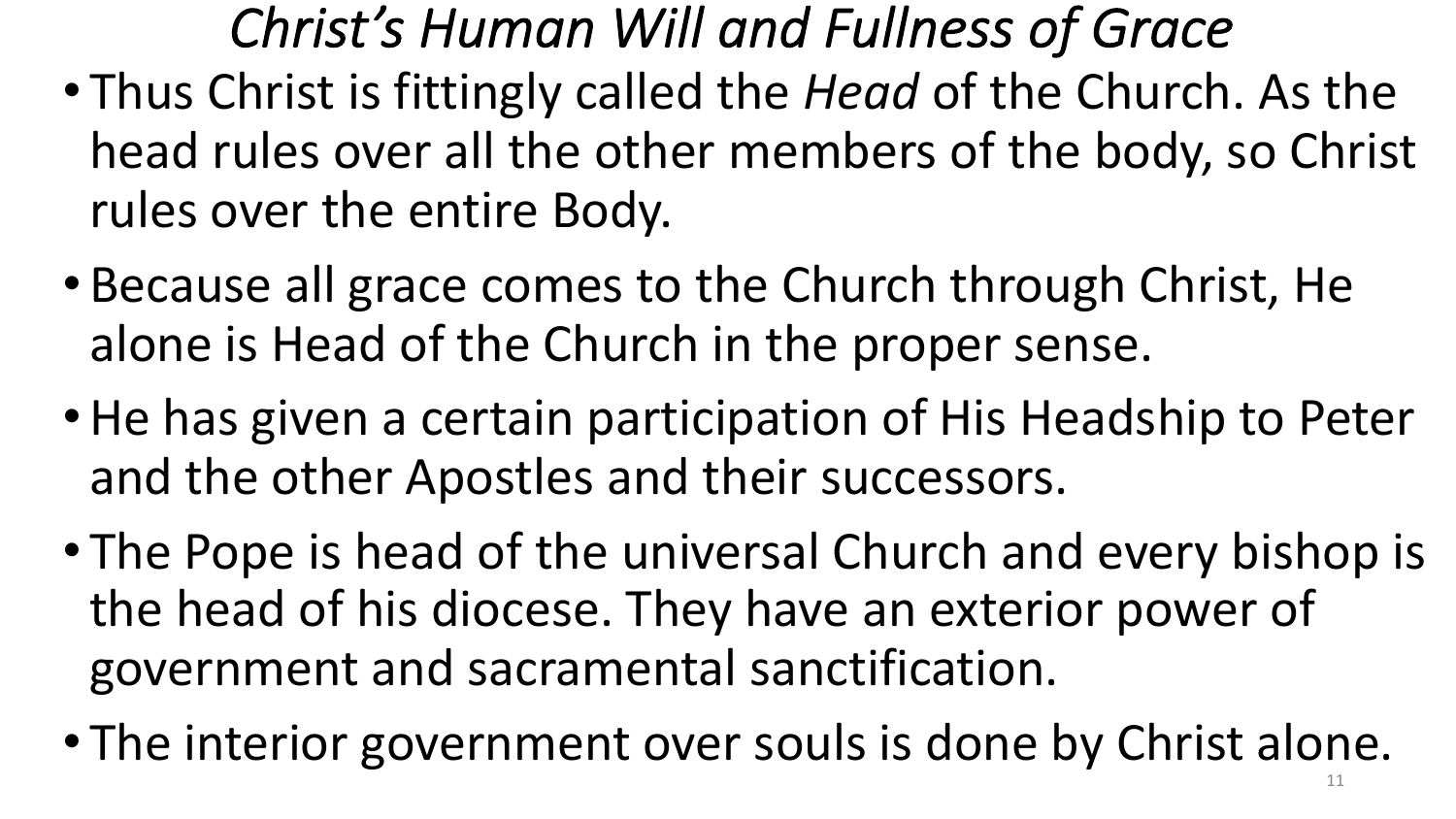# *Christ's Human Will and Fullness of Grace*

- Thus Christ is fittingly called the *Head* of the Church. As the head rules over all the other members of the body, so Christ rules over the entire Body.
- Because all grace comes to the Church through Christ, He alone is Head of the Church in the proper sense.
- He has given a certain participation of His Headship to Peter and the other Apostles and their successors.
- The Pope is head of the universal Church and every bishop is the head of his diocese. They have an exterior power of government and sacramental sanctification.
- The interior government over souls is done by Christ alone.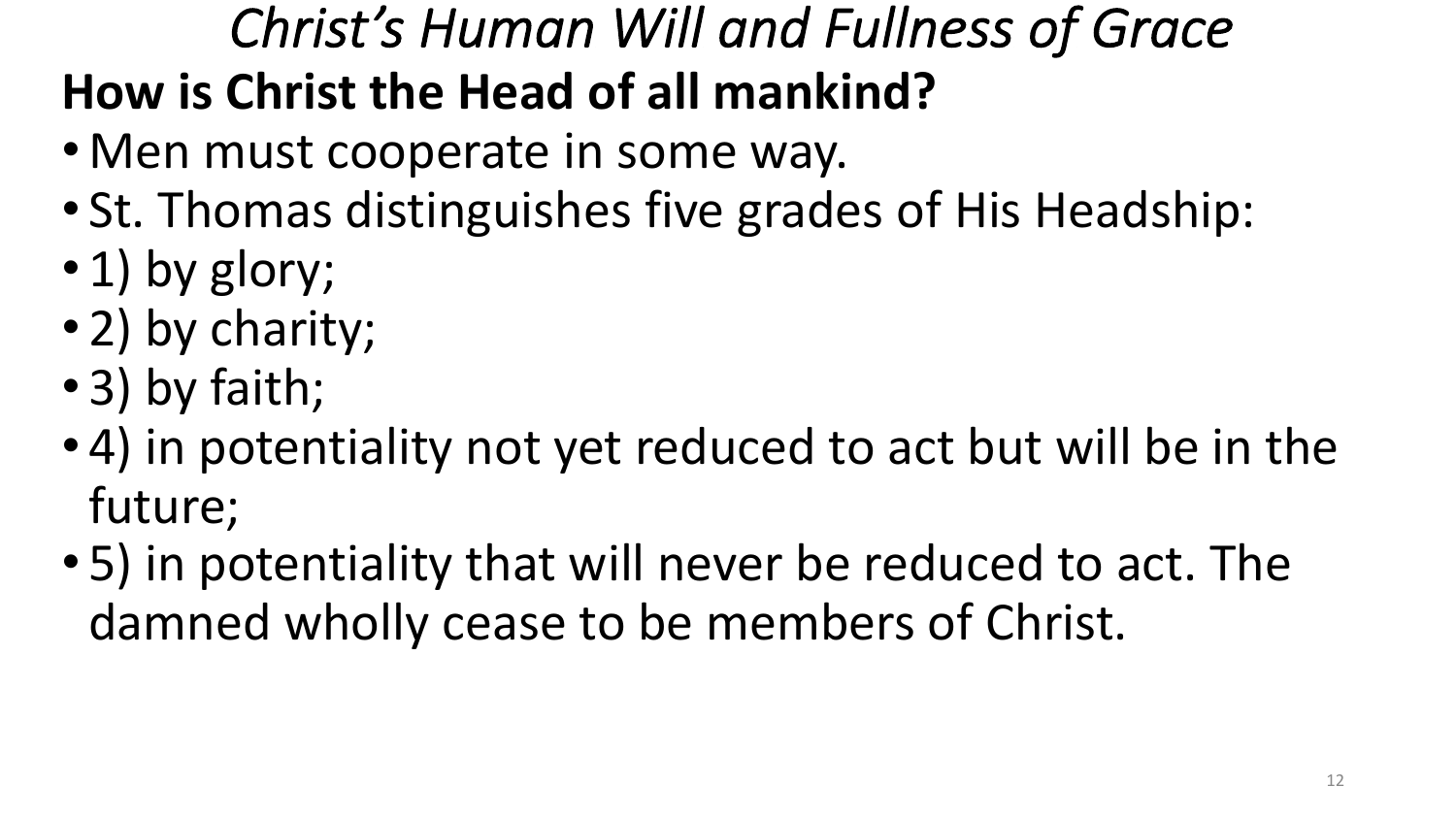# *Christ's Human Will and Fullness of Grace*

## How is Christ the Head of all mankind?

- Men must cooperate in some way.
- St. Thomas distinguishes five grades of His Headship:
- 1) by glory;
- 2) by charity;
- 3) by faith;
- 4) in potentiality not yet reduced to act but will be in the future;
- 5) in potentiality that will never be reduced to act. The damned wholly cease to be members of Christ.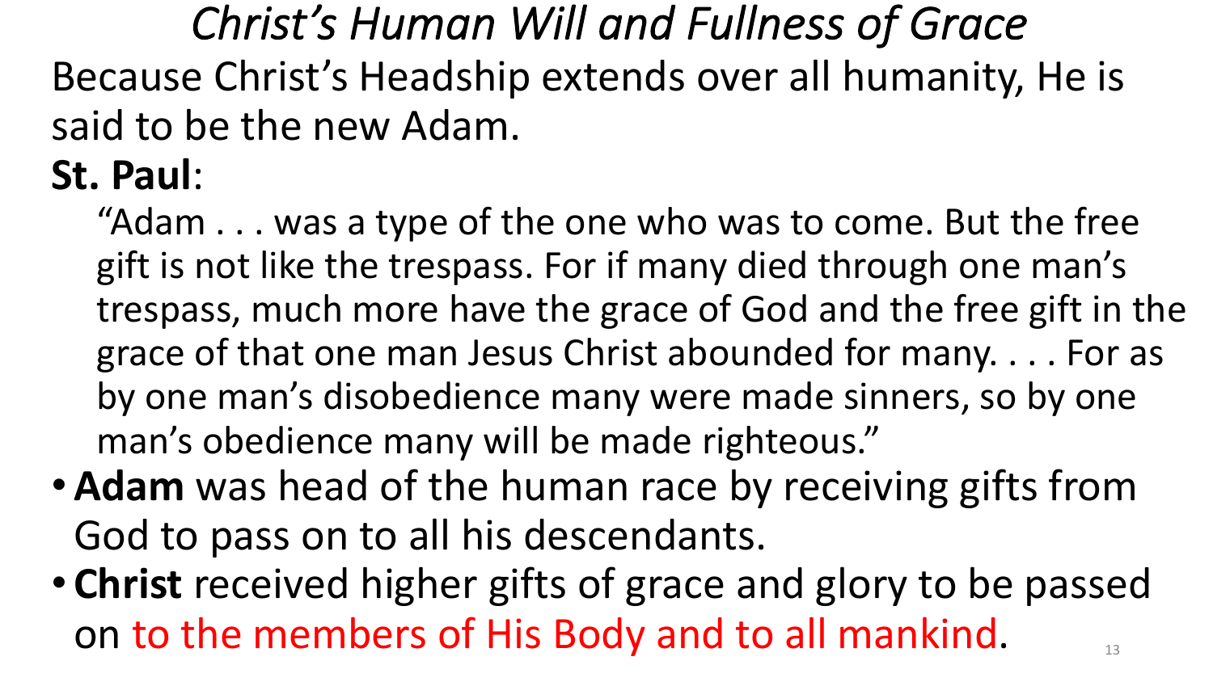# *Christ's Human Will and Fullness of Grace*

Because Christ's Headship extends over all humanity, He is said to be the new Adam.

**St. Paul**:

> "Adam . . . was a type of the one who was to come. But the free gift is not like the trespass. For if many died through one man's trespass, much more have the grace of God and the free gift in the grace of that one man Jesus Christ abounded for many. . . . For as by one man's disobedience many were made sinners, so by one man's obedience many will be made righteous."

- **Adam** was head of the human race by receiving gifts from God to pass on to all his descendants.
- **Christ** received higher gifts of grace and glory to be passed on to the members of His Body and to all mankind.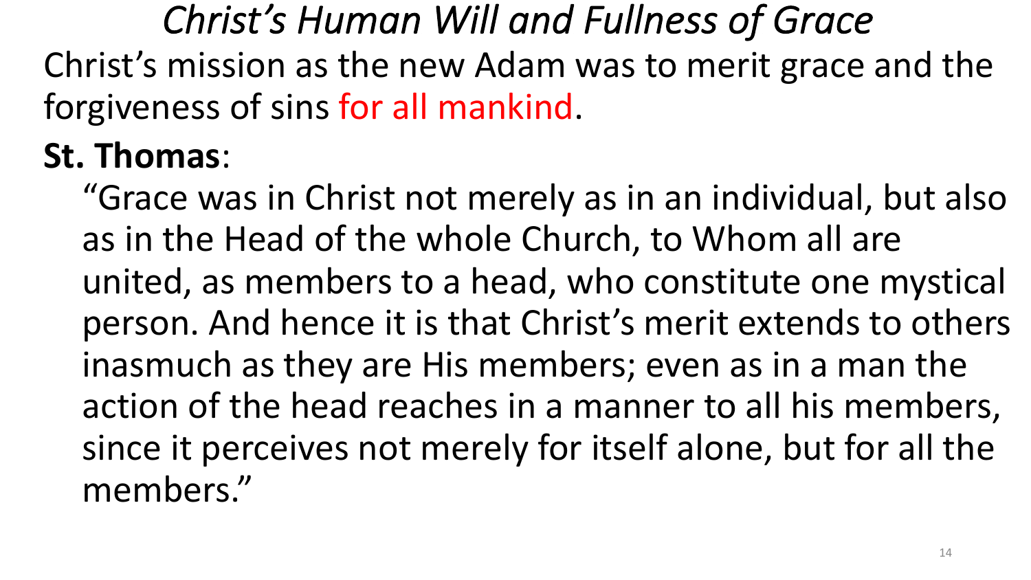# *Christ's Human Will and Fullness of Grace*

Christ's mission as the new Adam was to merit grace and the forgiveness of sins for all mankind.

**St. Thomas**:

> "Grace was in Christ not merely as in an individual, but also as in the Head of the whole Church, to Whom all are united, as members to a head, who constitute one mystical person. And hence it is that Christ's merit extends to others inasmuch as they are His members; even as in a man the action of the head reaches in a manner to all his members, since it perceives not merely for itself alone, but for all the members."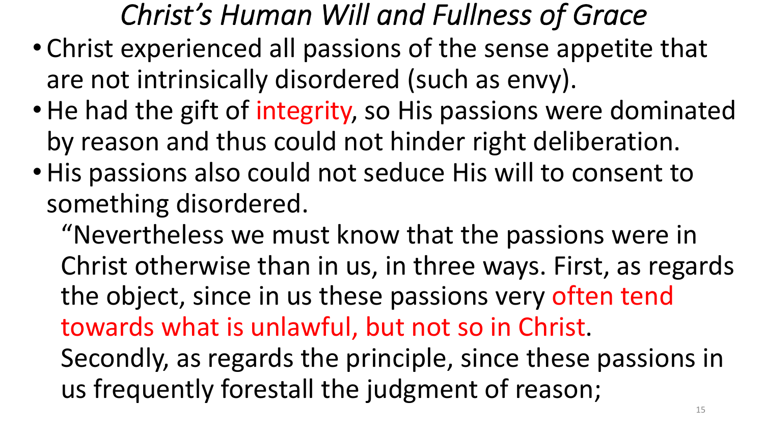# *Christ's Human Will and Fullness of Grace*

- Christ experienced all passions of the sense appetite that are not intrinsically disordered (such as envy).
- He had the gift of integrity, so His passions were dominated by reason and thus could not hinder right deliberation.
- His passions also could not seduce His will to consent to something disordered.

  "Nevertheless we must know that the passions were in Christ otherwise than in us, in three ways. First, as regards the object, since in us these passions very often tend towards what is unlawful, but not so in Christ. Secondly, as regards the principle, since these passions in us frequently forestall the judgment of reason;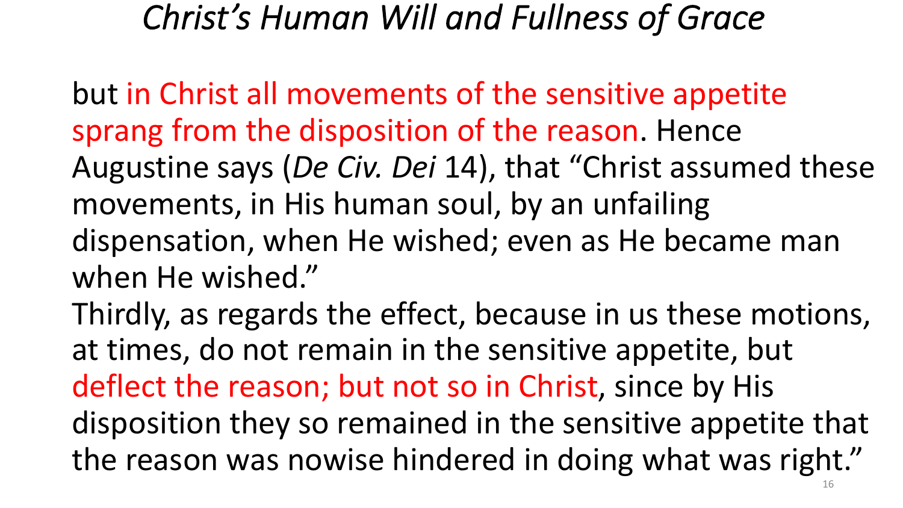# *Christ's Human Will and Fullness of Grace*

but in Christ all movements of the sensitive appetite sprang from the disposition of the reason. Hence Augustine says (*De Civ. Dei* 14), that "Christ assumed these movements, in His human soul, by an unfailing dispensation, when He wished; even as He became man when He wished."

Thirdly, as regards the effect, because in us these motions, at times, do not remain in the sensitive appetite, but deflect the reason; but not so in Christ, since by His disposition they so remained in the sensitive appetite that the reason was nowise hindered in doing what was right."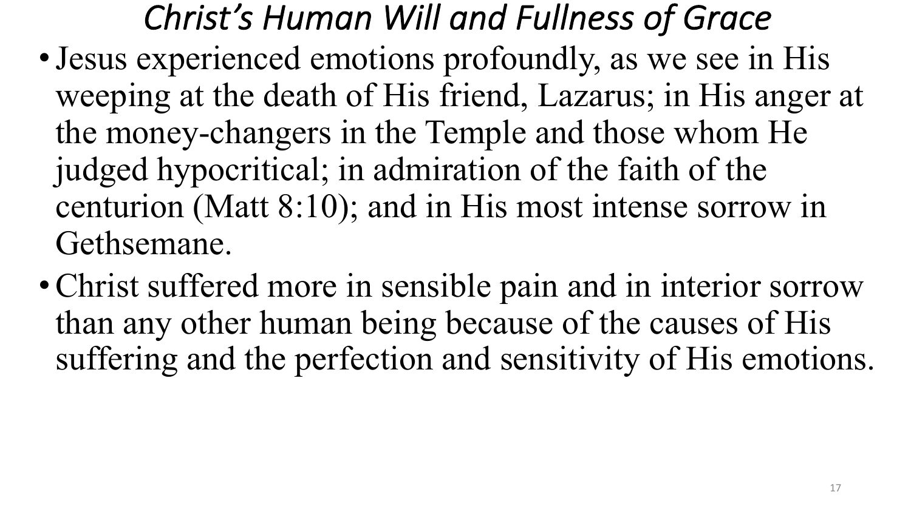# *Christ's Human Will and Fullness of Grace*

- Jesus experienced emotions profoundly, as we see in His weeping at the death of His friend, Lazarus; in His anger at the money-changers in the Temple and those whom He judged hypocritical; in admiration of the faith of the centurion (Matt 8:10); and in His most intense sorrow in Gethsemane.
- Christ suffered more in sensible pain and in interior sorrow than any other human being because of the causes of His suffering and the perfection and sensitivity of His emotions.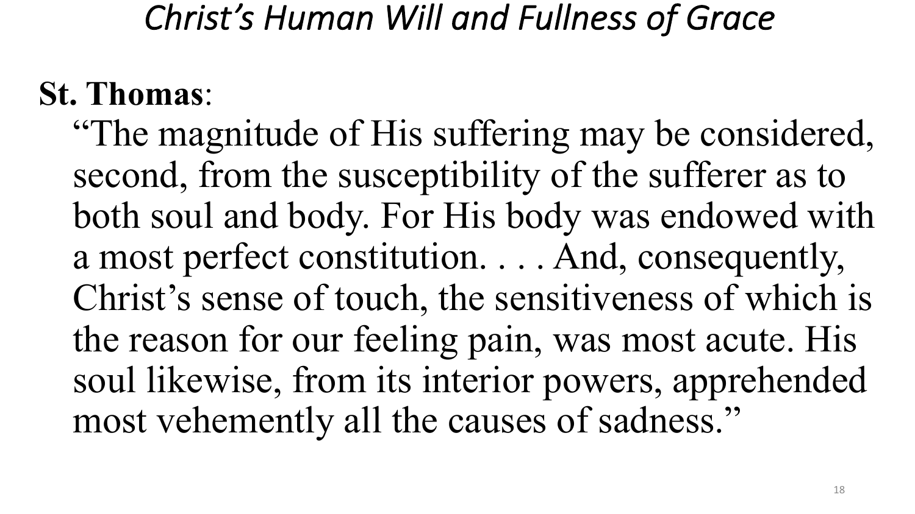# *Christ's Human Will and Fullness of Grace*

**St. Thomas**:

"The magnitude of His suffering may be considered, second, from the susceptibility of the sufferer as to both soul and body. For His body was endowed with a most perfect constitution. . . . And, consequently, Christ's sense of touch, the sensitiveness of which is the reason for our feeling pain, was most acute. His soul likewise, from its interior powers, apprehended most vehemently all the causes of sadness."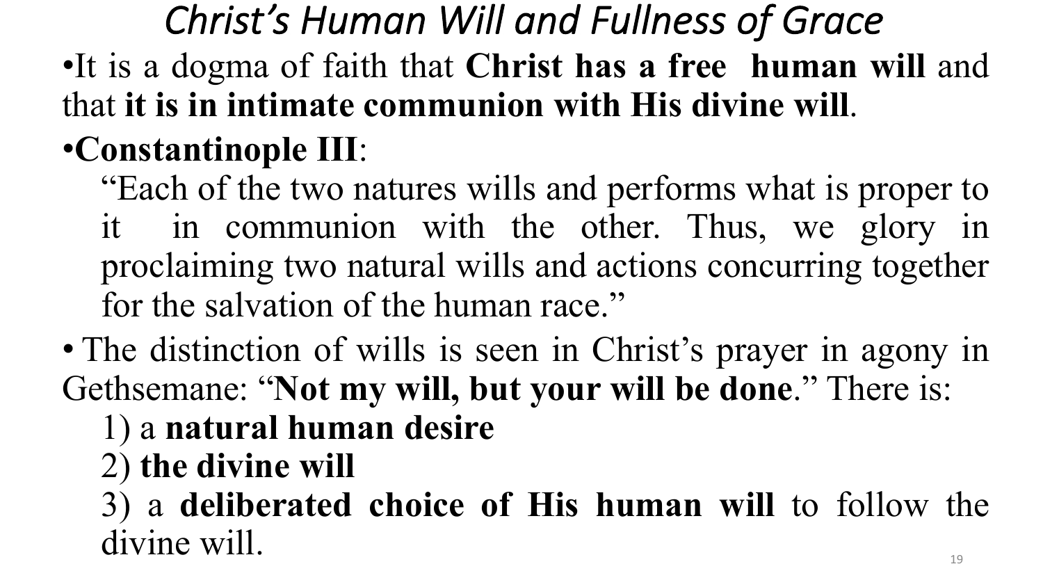# *Christ's Human Will and Fullness of Grace*

- It is a dogma of faith that **Christ has a free human will** and that **it is in intimate communion with His divine will**.
- **Constantinople III**:

  "Each of the two natures wills and performs what is proper to it in communion with the other. Thus, we glory in proclaiming two natural wills and actions concurring together for the salvation of the human race."

- The distinction of wills is seen in Christ's prayer in agony in Gethsemane: "**Not my will, but your will be done**." There is:

  1) a **natural human desire**
  2) **the divine will**
  3) a **deliberated choice of His human will** to follow the divine will.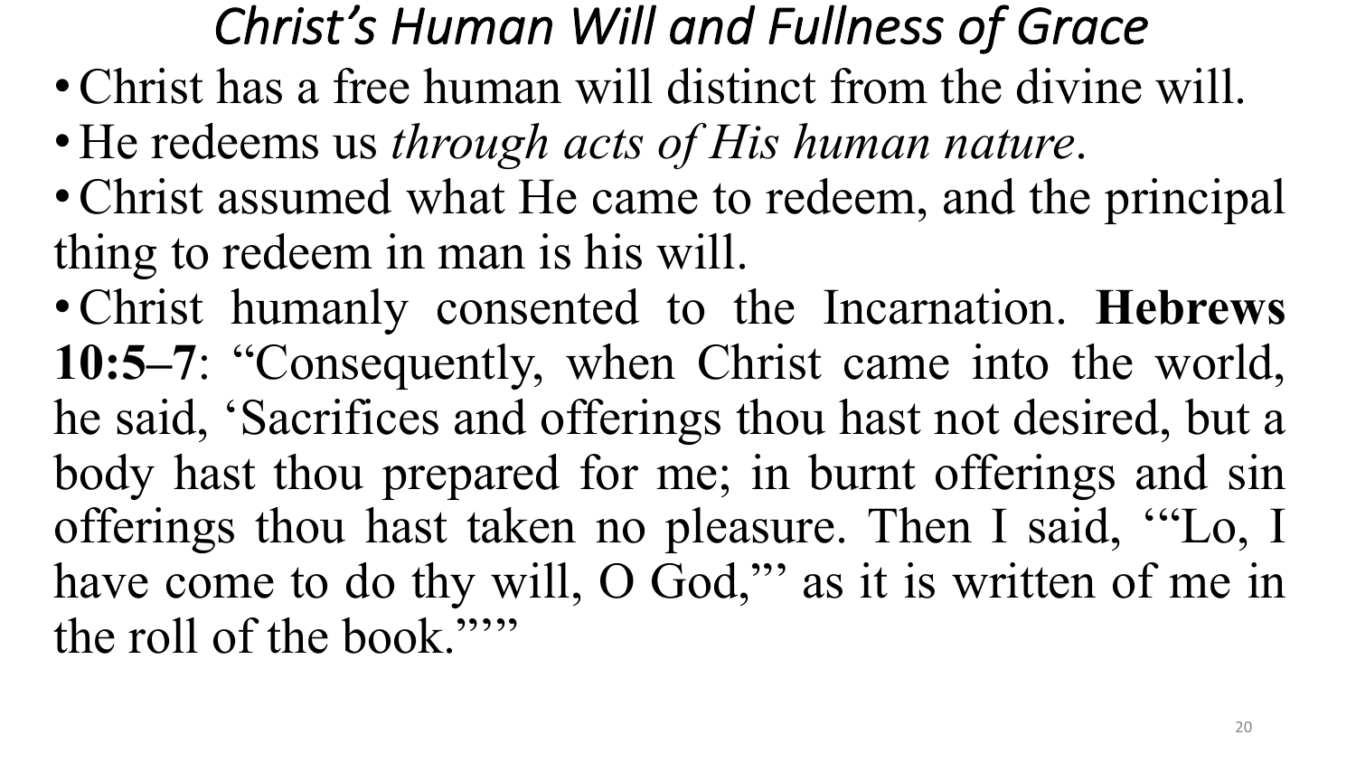# *Christ's Human Will and Fullness of Grace*

- Christ has a free human will distinct from the divine will.
- He redeems us *through acts of His human nature*.
- Christ assumed what He came to redeem, and the principal thing to redeem in man is his will.
- Christ humanly consented to the Incarnation. **Hebrews 10:5–7**: "Consequently, when Christ came into the world, he said, 'Sacrifices and offerings thou hast not desired, but a body hast thou prepared for me; in burnt offerings and sin offerings thou hast taken no pleasure. Then I said, '"Lo, I have come to do thy will, O God,"' as it is written of me in the roll of the book."'"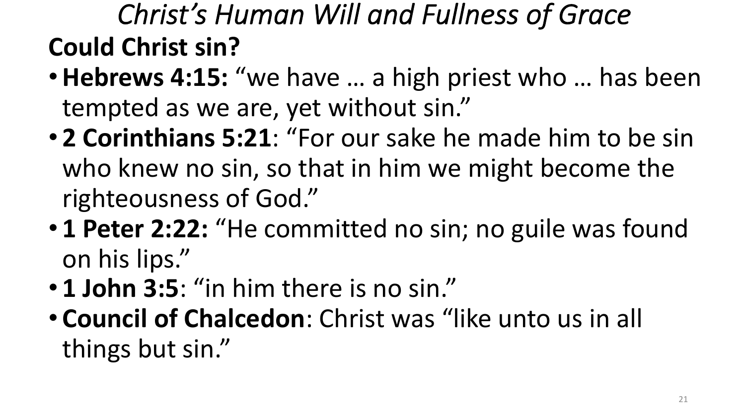# *Christ's Human Will and Fullness of Grace*

## Could Christ sin?

- **Hebrews 4:15:** "we have … a high priest who … has been tempted as we are, yet without sin."
- **2 Corinthians 5:21**: "For our sake he made him to be sin who knew no sin, so that in him we might become the righteousness of God."
- **1 Peter 2:22:** "He committed no sin; no guile was found on his lips."
- **1 John 3:5**: "in him there is no sin."
- **Council of Chalcedon**: Christ was "like unto us in all things but sin."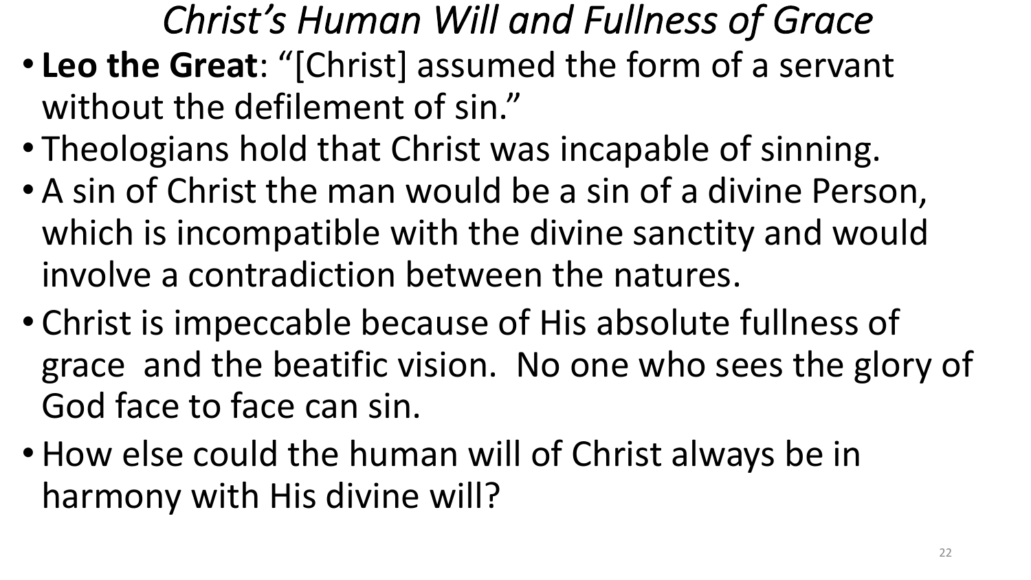# *Christ's Human Will and Fullness of Grace*

- **Leo the Great**: "[Christ] assumed the form of a servant without the defilement of sin."
- Theologians hold that Christ was incapable of sinning.
- A sin of Christ the man would be a sin of a divine Person, which is incompatible with the divine sanctity and would involve a contradiction between the natures.
- Christ is impeccable because of His absolute fullness of grace and the beatific vision. No one who sees the glory of God face to face can sin.
- How else could the human will of Christ always be in harmony with His divine will?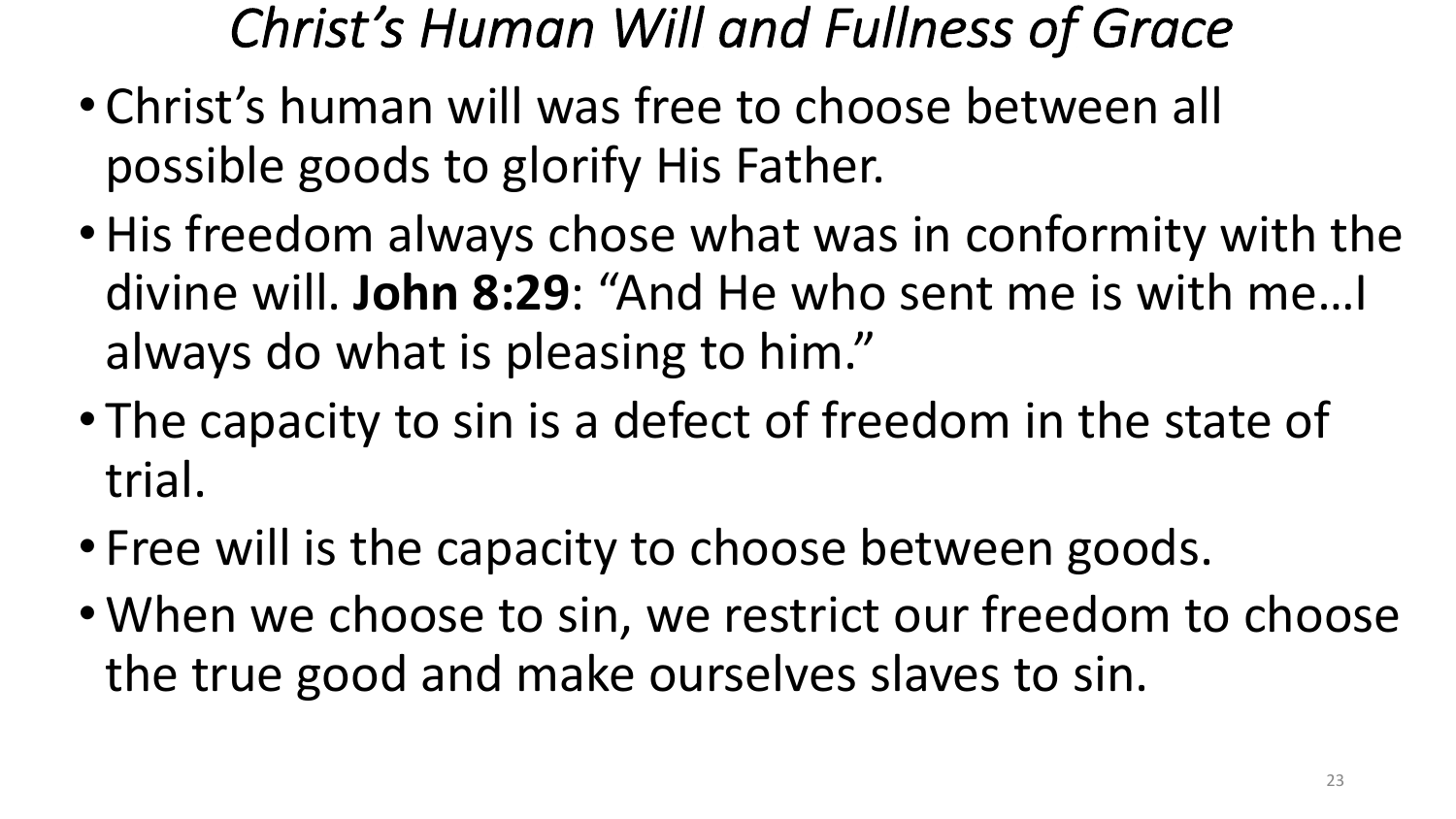# *Christ's Human Will and Fullness of Grace*

- Christ's human will was free to choose between all possible goods to glorify His Father.
- His freedom always chose what was in conformity with the divine will. **John 8:29**: "And He who sent me is with me…I always do what is pleasing to him."
- The capacity to sin is a defect of freedom in the state of trial.
- Free will is the capacity to choose between goods.
- When we choose to sin, we restrict our freedom to choose the true good and make ourselves slaves to sin.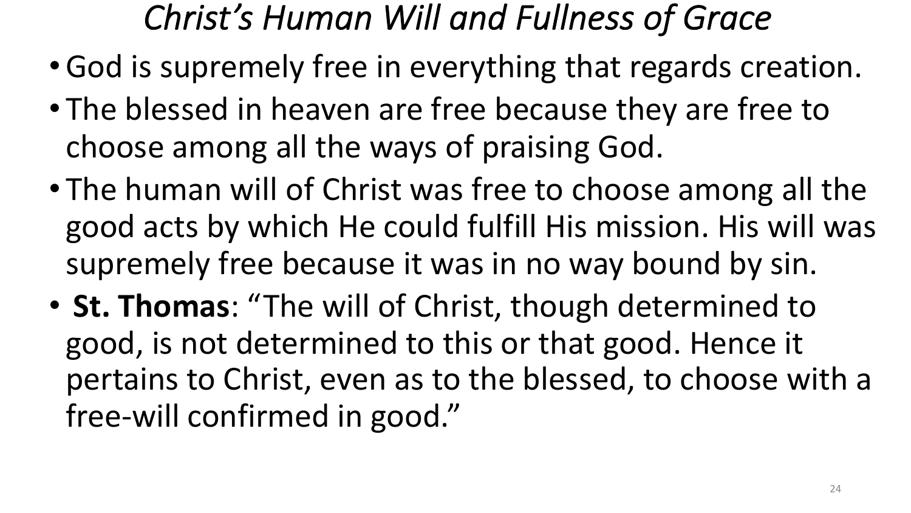# *Christ's Human Will and Fullness of Grace*

- God is supremely free in everything that regards creation.
- The blessed in heaven are free because they are free to choose among all the ways of praising God.
- The human will of Christ was free to choose among all the good acts by which He could fulfill His mission. His will was supremely free because it was in no way bound by sin.
- **St. Thomas**: "The will of Christ, though determined to good, is not determined to this or that good. Hence it pertains to Christ, even as to the blessed, to choose with a free-will confirmed in good."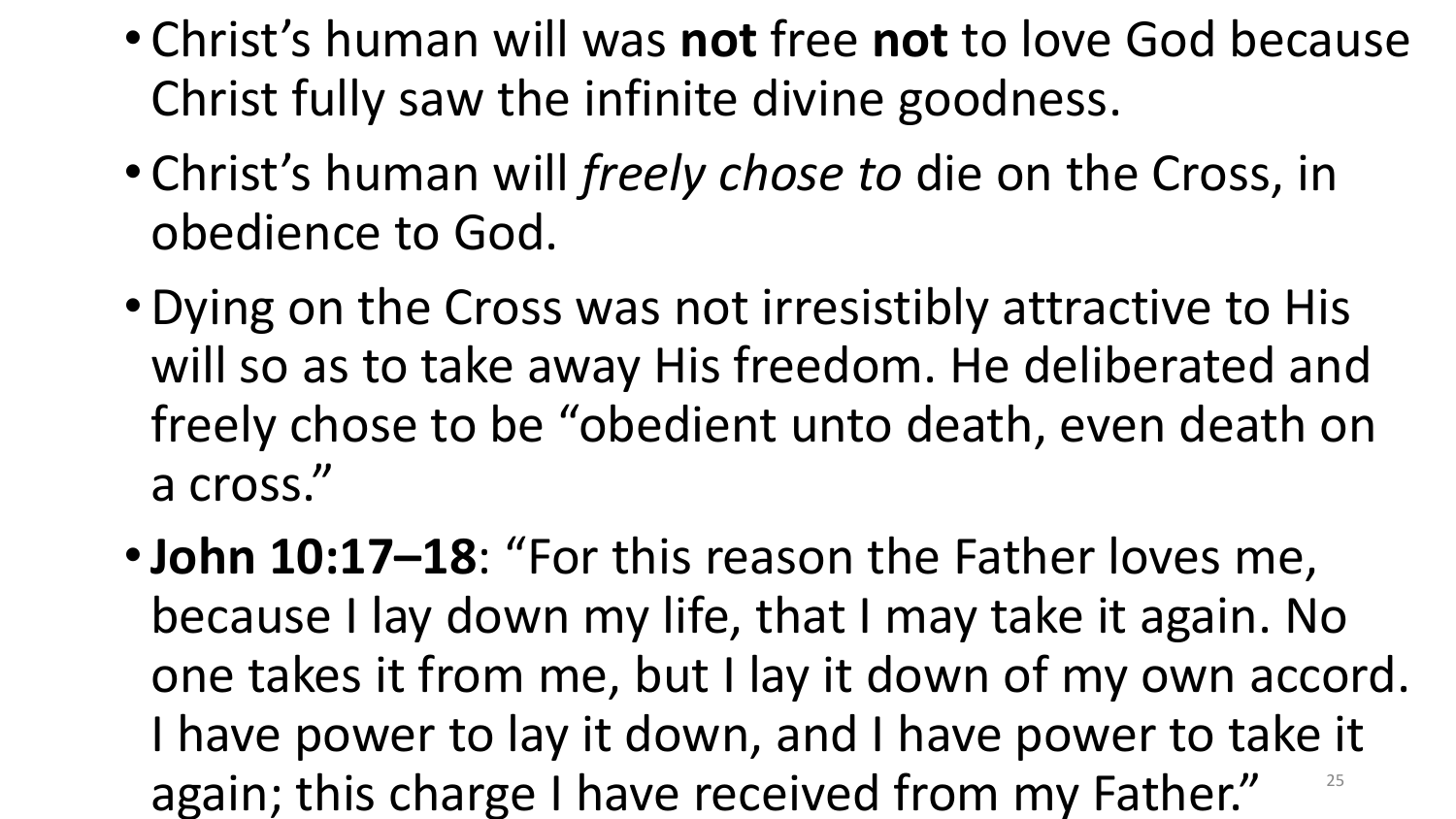- Christ's human will was **not** free **not** to love God because Christ fully saw the infinite divine goodness.
- Christ's human will *freely chose to* die on the Cross, in obedience to God.
- Dying on the Cross was not irresistibly attractive to His will so as to take away His freedom. He deliberated and freely chose to be "obedient unto death, even death on a cross."
- **John 10:17–18**: "For this reason the Father loves me, because I lay down my life, that I may take it again. No one takes it from me, but I lay it down of my own accord. I have power to lay it down, and I have power to take it again; this charge I have received from my Father."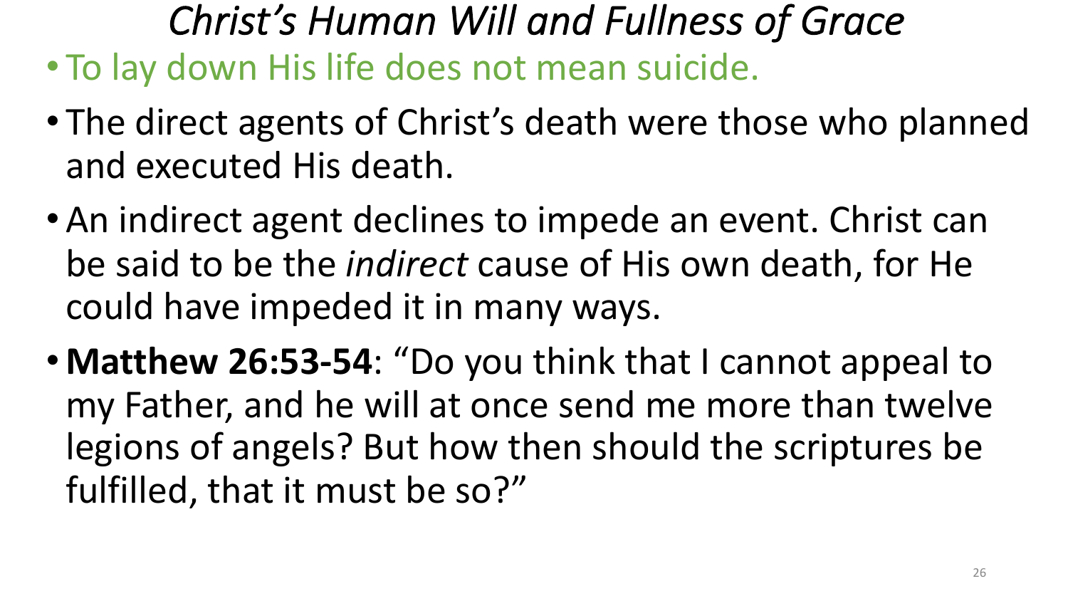# *Christ's Human Will and Fullness of Grace*

- To lay down His life does not mean suicide.
- The direct agents of Christ's death were those who planned and executed His death.
- An indirect agent declines to impede an event. Christ can be said to be the *indirect* cause of His own death, for He could have impeded it in many ways.
- **Matthew 26:53-54**: "Do you think that I cannot appeal to my Father, and he will at once send me more than twelve legions of angels? But how then should the scriptures be fulfilled, that it must be so?"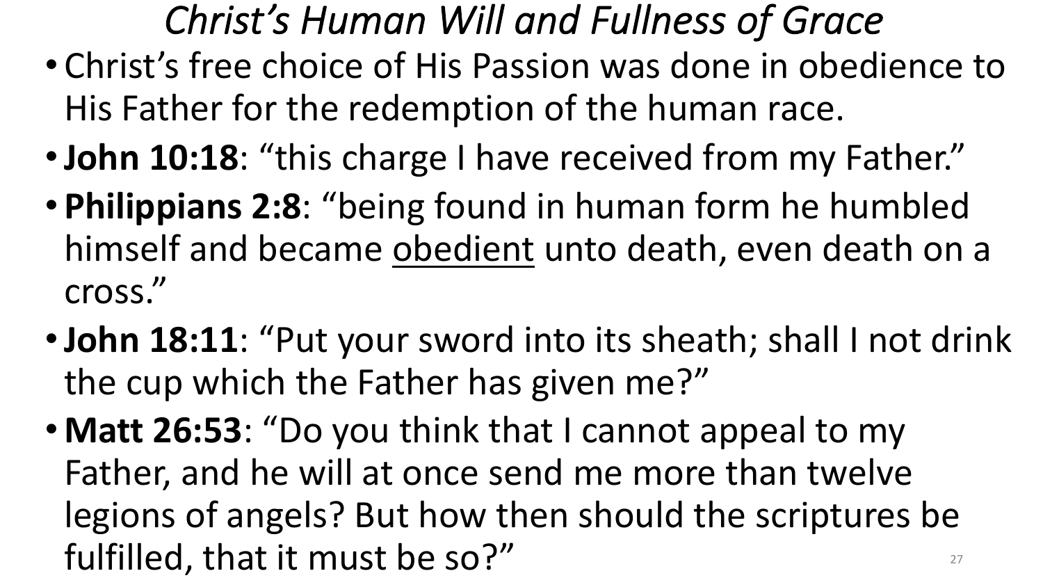# *Christ's Human Will and Fullness of Grace*

- Christ's free choice of His Passion was done in obedience to His Father for the redemption of the human race.
- **John 10:18**: "this charge I have received from my Father."
- **Philippians 2:8**: "being found in human form he humbled himself and became <u>obedient</u> unto death, even death on a cross."
- **John 18:11**: "Put your sword into its sheath; shall I not drink the cup which the Father has given me?"
- **Matt 26:53**: "Do you think that I cannot appeal to my Father, and he will at once send me more than twelve legions of angels? But how then should the scriptures be fulfilled, that it must be so?"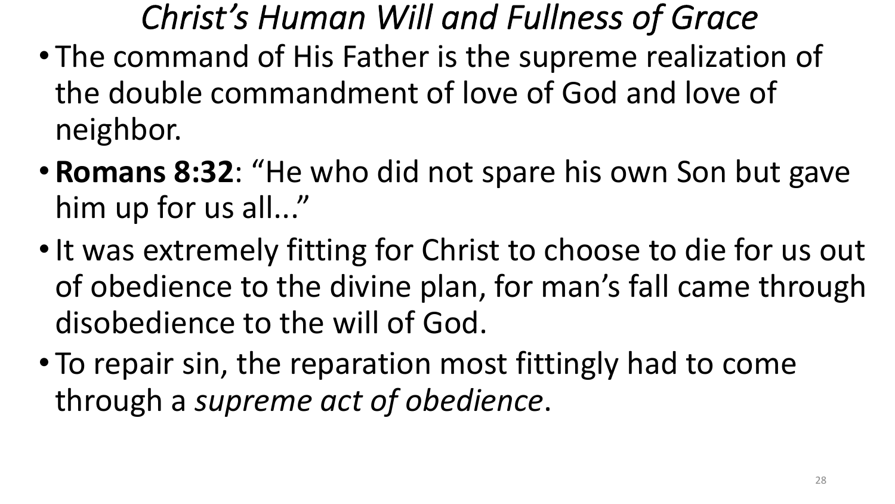# *Christ's Human Will and Fullness of Grace*

- The command of His Father is the supreme realization of the double commandment of love of God and love of neighbor.
- **Romans 8:32**: "He who did not spare his own Son but gave him up for us all..."
- It was extremely fitting for Christ to choose to die for us out of obedience to the divine plan, for man's fall came through disobedience to the will of God.
- To repair sin, the reparation most fittingly had to come through a *supreme act of obedience*.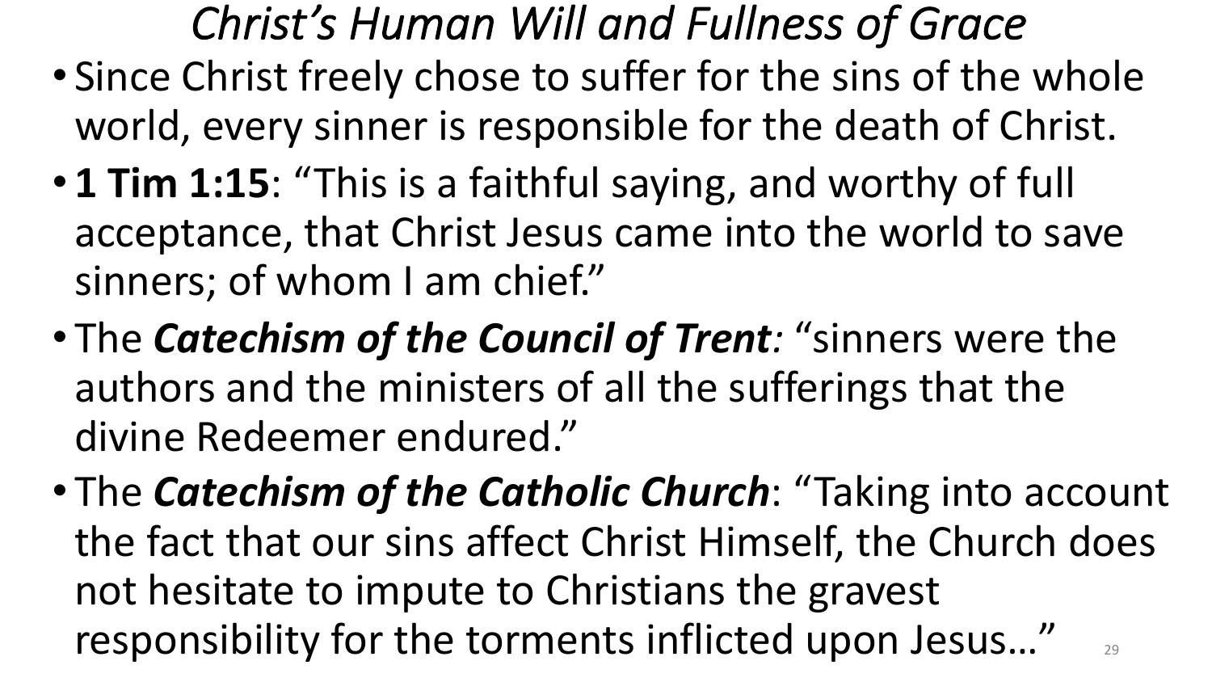# *Christ's Human Will and Fullness of Grace*

- Since Christ freely chose to suffer for the sins of the whole world, every sinner is responsible for the death of Christ.
- **1 Tim 1:15**: "This is a faithful saying, and worthy of full acceptance, that Christ Jesus came into the world to save sinners; of whom I am chief."
- The ***Catechism of the Council of Trent****:* "sinners were the authors and the ministers of all the sufferings that the divine Redeemer endured."
- The ***Catechism of the Catholic Church***: "Taking into account the fact that our sins affect Christ Himself, the Church does not hesitate to impute to Christians the gravest responsibility for the torments inflicted upon Jesus…"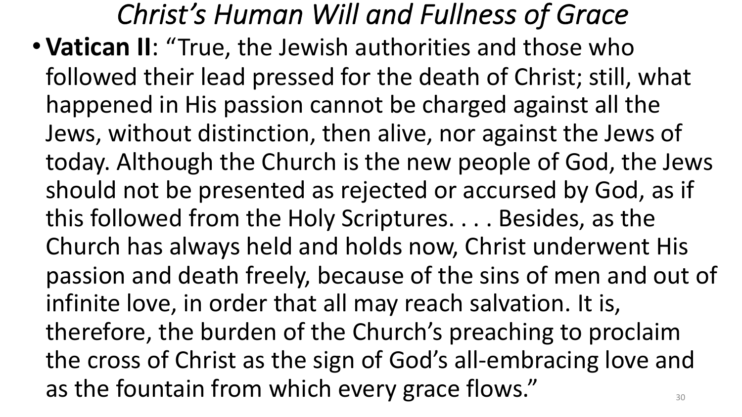# *Christ's Human Will and Fullness of Grace*

- **Vatican II**: "True, the Jewish authorities and those who followed their lead pressed for the death of Christ; still, what happened in His passion cannot be charged against all the Jews, without distinction, then alive, nor against the Jews of today. Although the Church is the new people of God, the Jews should not be presented as rejected or accursed by God, as if this followed from the Holy Scriptures. . . . Besides, as the Church has always held and holds now, Christ underwent His passion and death freely, because of the sins of men and out of infinite love, in order that all may reach salvation. It is, therefore, the burden of the Church's preaching to proclaim the cross of Christ as the sign of God's all-embracing love and as the fountain from which every grace flows."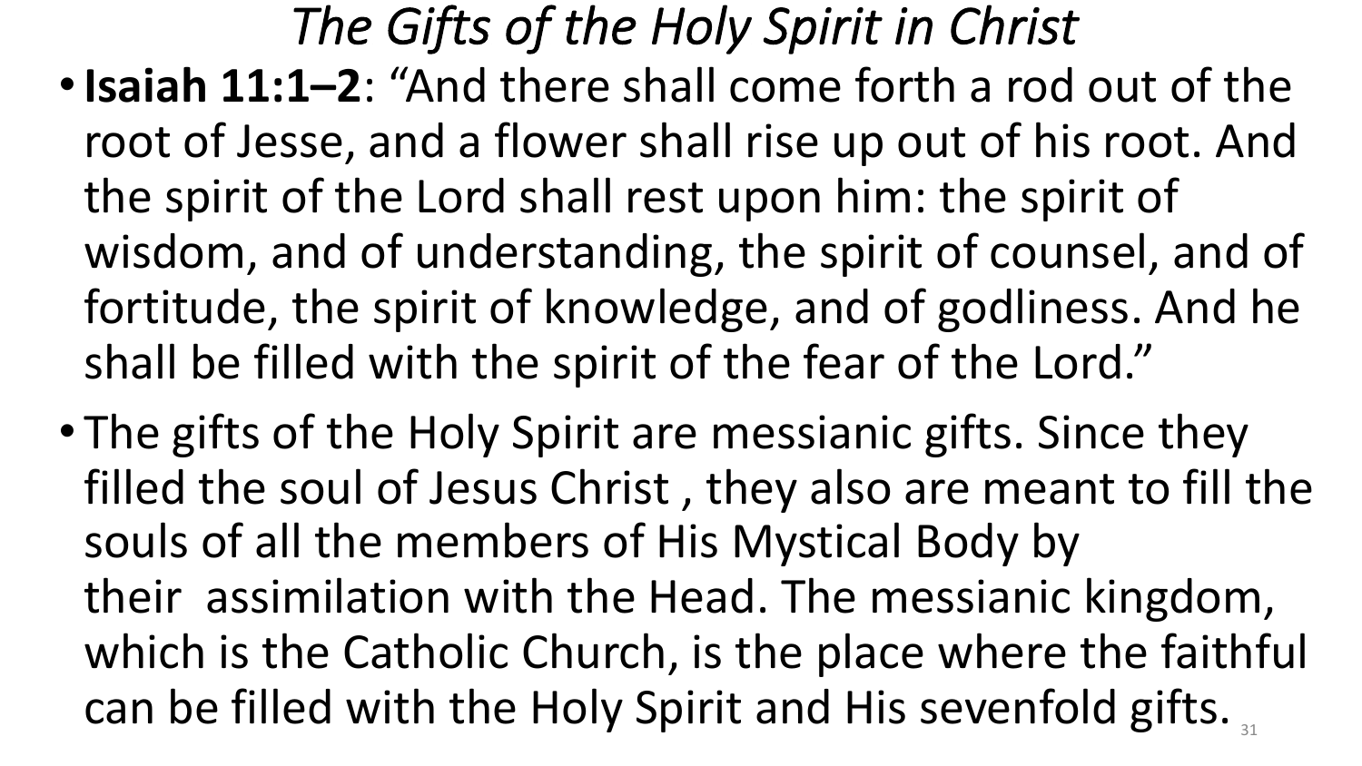# *The Gifts of the Holy Spirit in Christ*

- **Isaiah 11:1–2**: "And there shall come forth a rod out of the root of Jesse, and a flower shall rise up out of his root. And the spirit of the Lord shall rest upon him: the spirit of wisdom, and of understanding, the spirit of counsel, and of fortitude, the spirit of knowledge, and of godliness. And he shall be filled with the spirit of the fear of the Lord."
- The gifts of the Holy Spirit are messianic gifts. Since they filled the soul of Jesus Christ , they also are meant to fill the souls of all the members of His Mystical Body by their assimilation with the Head. The messianic kingdom, which is the Catholic Church, is the place where the faithful can be filled with the Holy Spirit and His sevenfold gifts.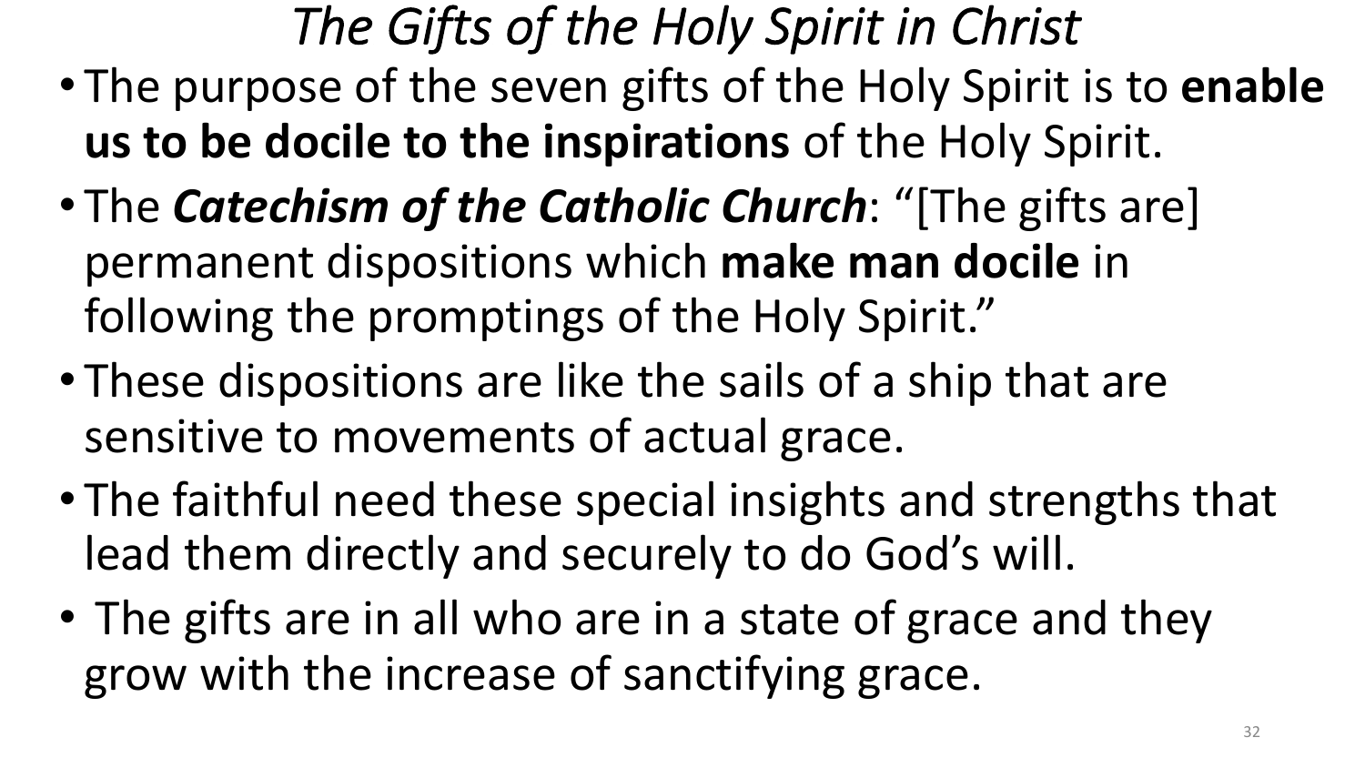# *The Gifts of the Holy Spirit in Christ*

- The purpose of the seven gifts of the Holy Spirit is to **enable us to be docile to the inspirations** of the Holy Spirit.
- The ***Catechism of the Catholic Church***: "[The gifts are] permanent dispositions which **make man docile** in following the promptings of the Holy Spirit."
- These dispositions are like the sails of a ship that are sensitive to movements of actual grace.
- The faithful need these special insights and strengths that lead them directly and securely to do God's will.
- The gifts are in all who are in a state of grace and they grow with the increase of sanctifying grace.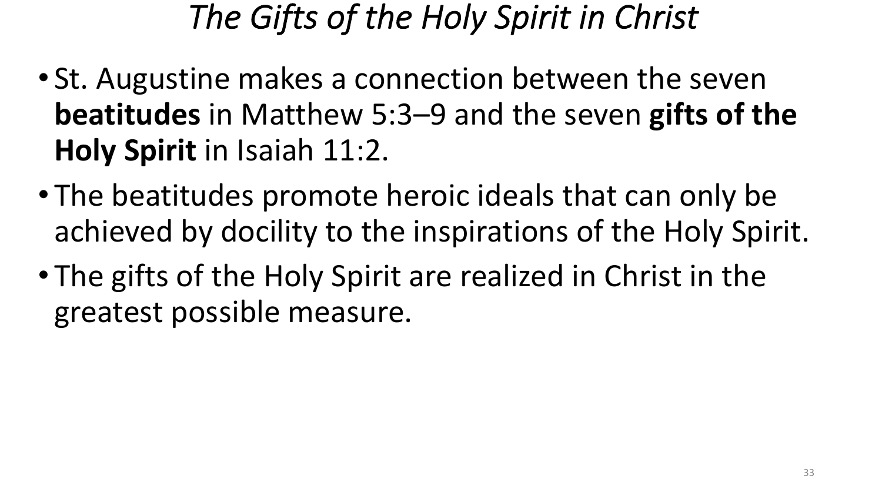# *The Gifts of the Holy Spirit in Christ*

- St. Augustine makes a connection between the seven **beatitudes** in Matthew 5:3–9 and the seven **gifts of the Holy Spirit** in Isaiah 11:2.
- The beatitudes promote heroic ideals that can only be achieved by docility to the inspirations of the Holy Spirit.
- The gifts of the Holy Spirit are realized in Christ in the greatest possible measure.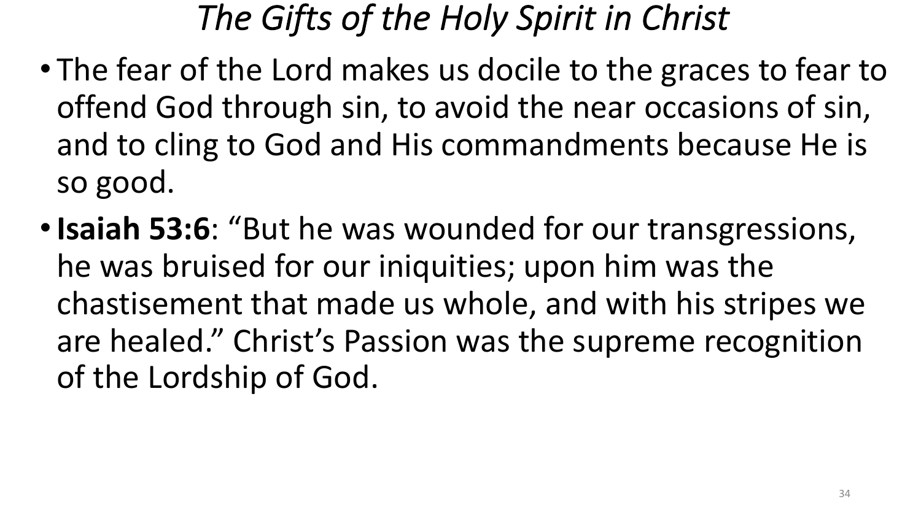# *The Gifts of the Holy Spirit in Christ*

- The fear of the Lord makes us docile to the graces to fear to offend God through sin, to avoid the near occasions of sin, and to cling to God and His commandments because He is so good.
- **Isaiah 53:6**: "But he was wounded for our transgressions, he was bruised for our iniquities; upon him was the chastisement that made us whole, and with his stripes we are healed." Christ's Passion was the supreme recognition of the Lordship of God.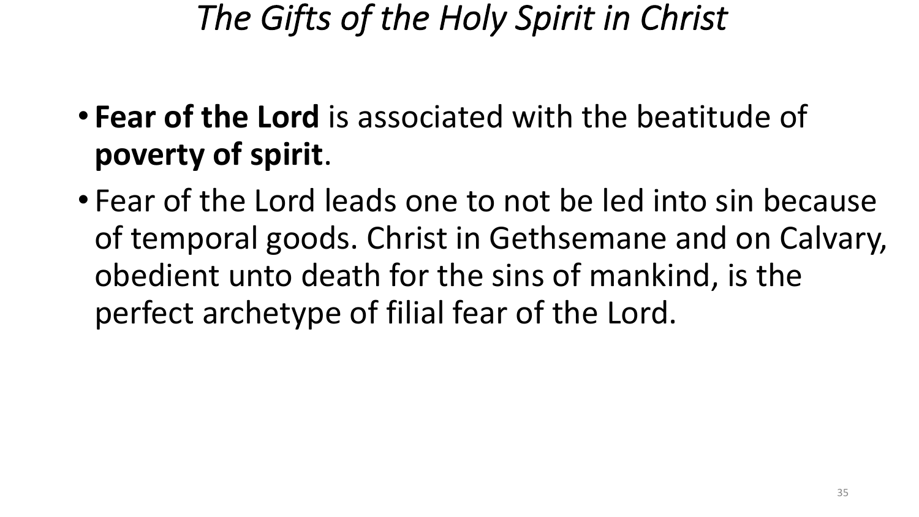# *The Gifts of the Holy Spirit in Christ*

- **Fear of the Lord** is associated with the beatitude of **poverty of spirit**.
- Fear of the Lord leads one to not be led into sin because of temporal goods. Christ in Gethsemane and on Calvary, obedient unto death for the sins of mankind, is the perfect archetype of filial fear of the Lord.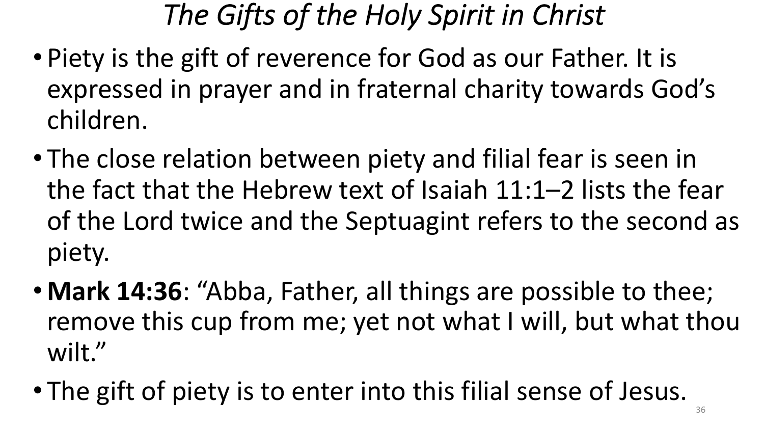# *The Gifts of the Holy Spirit in Christ*

- Piety is the gift of reverence for God as our Father. It is expressed in prayer and in fraternal charity towards God's children.
- The close relation between piety and filial fear is seen in the fact that the Hebrew text of Isaiah 11:1–2 lists the fear of the Lord twice and the Septuagint refers to the second as piety.
- **Mark 14:36**: "Abba, Father, all things are possible to thee; remove this cup from me; yet not what I will, but what thou wilt."
- The gift of piety is to enter into this filial sense of Jesus.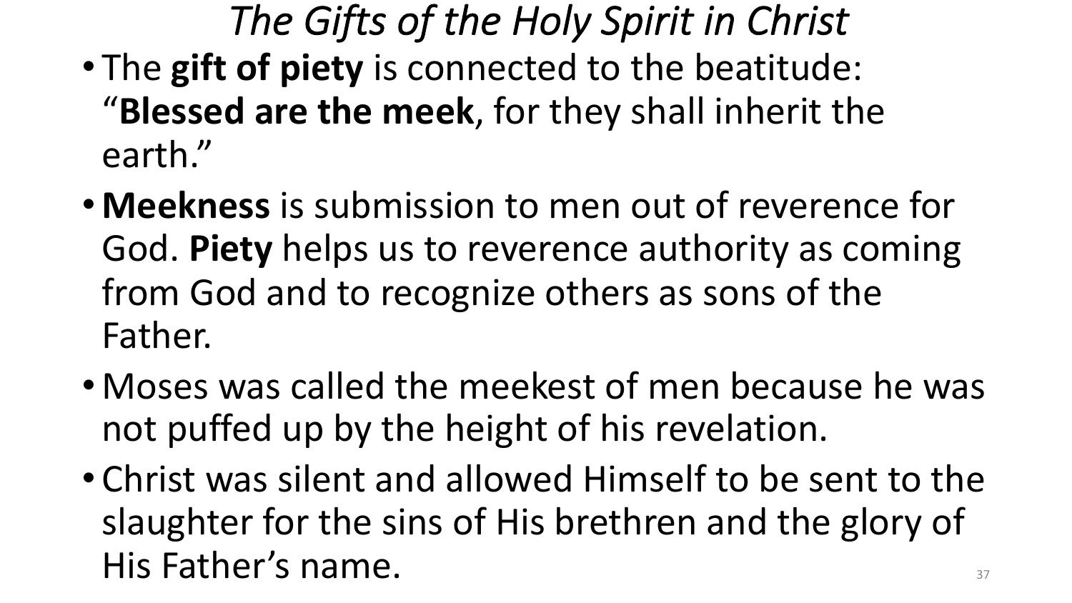# *The Gifts of the Holy Spirit in Christ*

- The **gift of piety** is connected to the beatitude: "**Blessed are the meek**, for they shall inherit the earth."
- **Meekness** is submission to men out of reverence for God. **Piety** helps us to reverence authority as coming from God and to recognize others as sons of the Father.
- Moses was called the meekest of men because he was not puffed up by the height of his revelation.
- Christ was silent and allowed Himself to be sent to the slaughter for the sins of His brethren and the glory of His Father's name.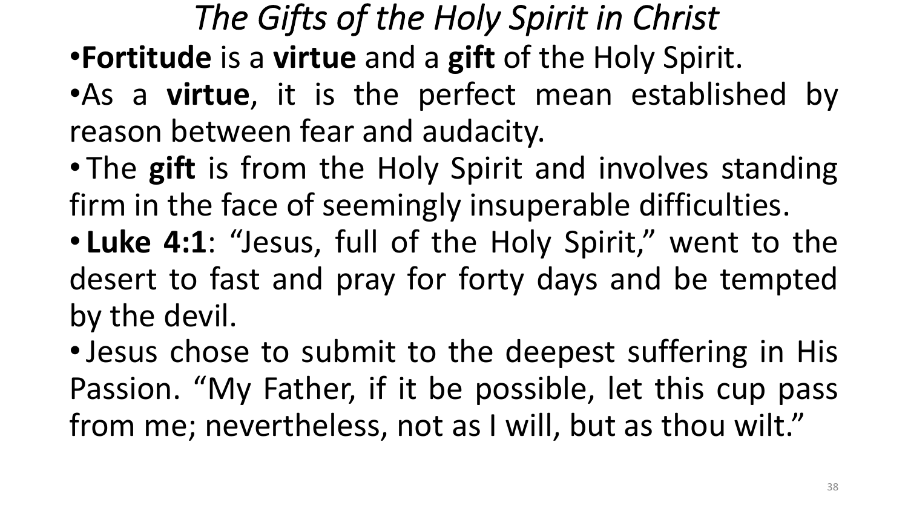# *The Gifts of the Holy Spirit in Christ*

- **Fortitude** is a **virtue** and a **gift** of the Holy Spirit.
- As a **virtue**, it is the perfect mean established by reason between fear and audacity.
- The **gift** is from the Holy Spirit and involves standing firm in the face of seemingly insuperable difficulties.
- **Luke 4:1**: "Jesus, full of the Holy Spirit," went to the desert to fast and pray for forty days and be tempted by the devil.
- Jesus chose to submit to the deepest suffering in His Passion. "My Father, if it be possible, let this cup pass from me; nevertheless, not as I will, but as thou wilt."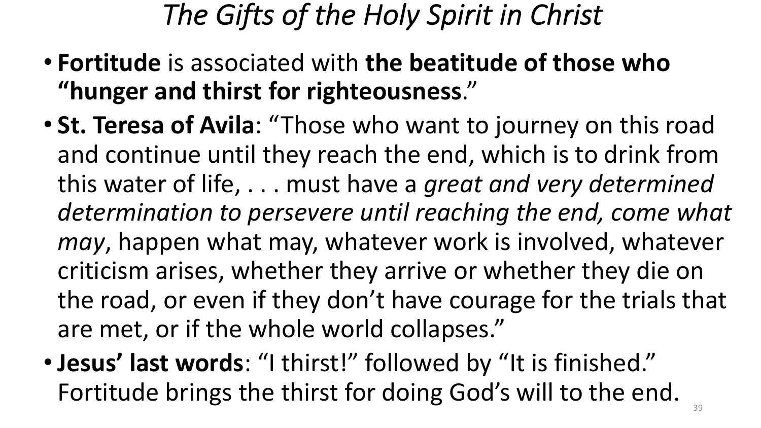# *The Gifts of the Holy Spirit in Christ*

- **Fortitude** is associated with **the beatitude of those who "hunger and thirst for righteousness**."
- **St. Teresa of Avila**: "Those who want to journey on this road and continue until they reach the end, which is to drink from this water of life, . . . must have a *great and very determined determination to persevere until reaching the end, come what may*, happen what may, whatever work is involved, whatever criticism arises, whether they arrive or whether they die on the road, or even if they don't have courage for the trials that are met, or if the whole world collapses."
- **Jesus' last words**: "I thirst!" followed by "It is finished." Fortitude brings the thirst for doing God's will to the end.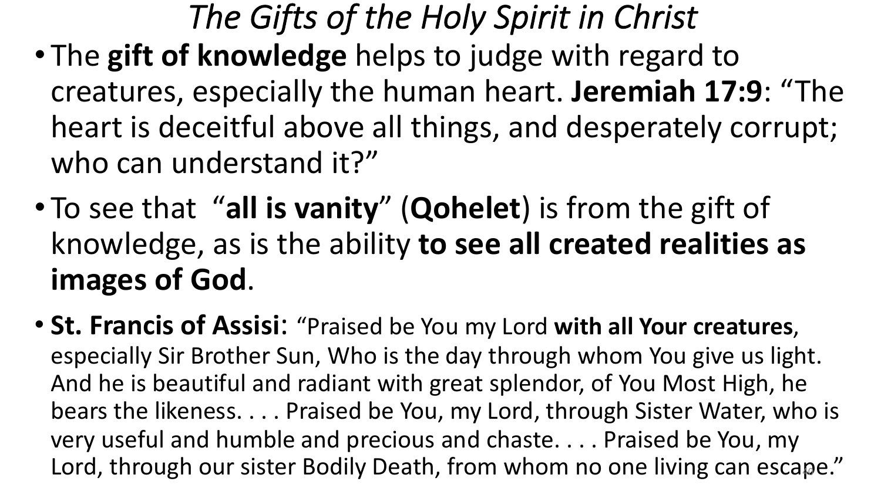# *The Gifts of the Holy Spirit in Christ*

- The **gift of knowledge** helps to judge with regard to creatures, especially the human heart. **Jeremiah 17:9**: "The heart is deceitful above all things, and desperately corrupt; who can understand it?"
- To see that "**all is vanity**" (**Qohelet**) is from the gift of knowledge, as is the ability **to see all created realities as images of God**.
- **St. Francis of Assisi**: "Praised be You my Lord **with all Your creatures**, especially Sir Brother Sun, Who is the day through whom You give us light. And he is beautiful and radiant with great splendor, of You Most High, he bears the likeness. . . . Praised be You, my Lord, through Sister Water, who is very useful and humble and precious and chaste. . . . Praised be You, my Lord, through our sister Bodily Death, from whom no one living can escape."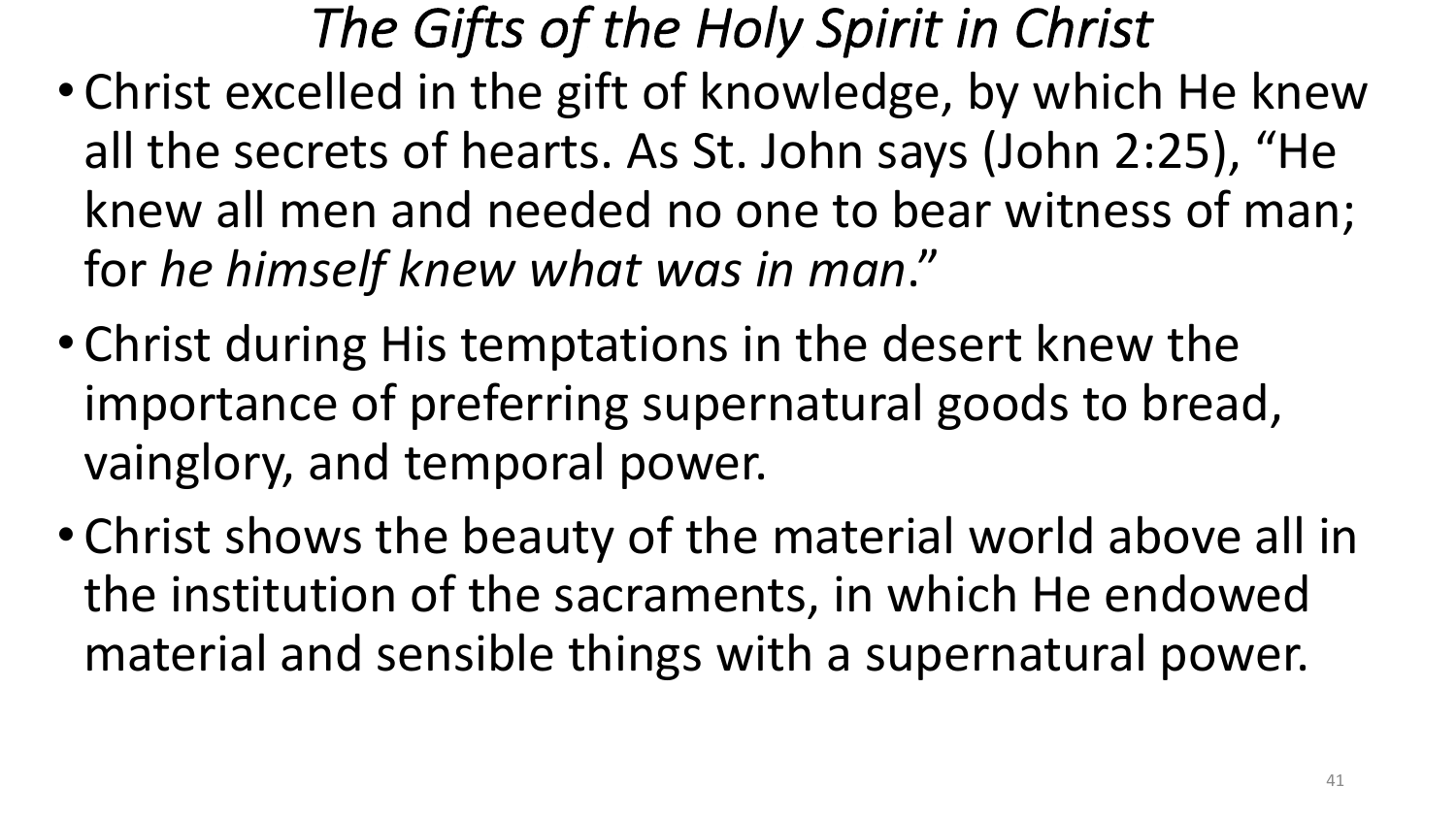# *The Gifts of the Holy Spirit in Christ*

- Christ excelled in the gift of knowledge, by which He knew all the secrets of hearts. As St. John says (John 2:25), "He knew all men and needed no one to bear witness of man; for *he himself knew what was in man*."
- Christ during His temptations in the desert knew the importance of preferring supernatural goods to bread, vainglory, and temporal power.
- Christ shows the beauty of the material world above all in the institution of the sacraments, in which He endowed material and sensible things with a supernatural power.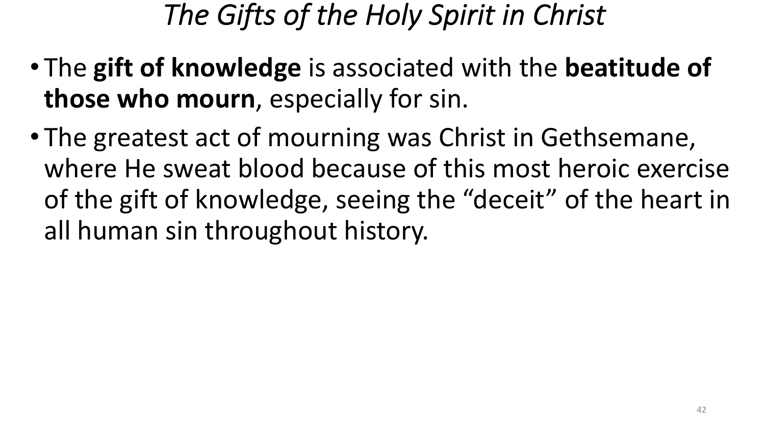# *The Gifts of the Holy Spirit in Christ*

- The **gift of knowledge** is associated with the **beatitude of those who mourn**, especially for sin.
- The greatest act of mourning was Christ in Gethsemane, where He sweat blood because of this most heroic exercise of the gift of knowledge, seeing the "deceit" of the heart in all human sin throughout history.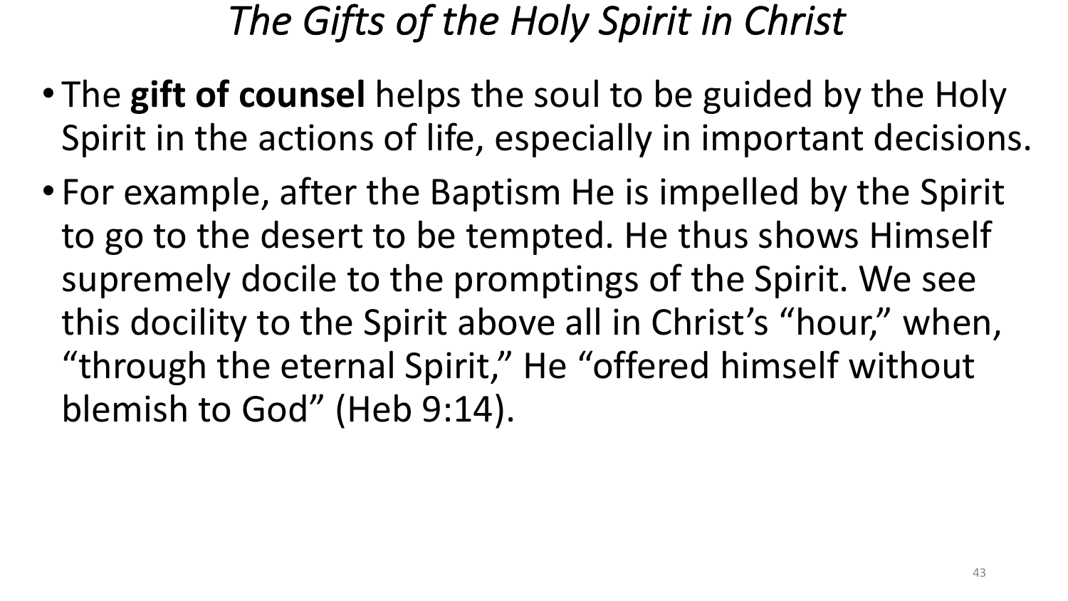# *The Gifts of the Holy Spirit in Christ*

- The **gift of counsel** helps the soul to be guided by the Holy Spirit in the actions of life, especially in important decisions.
- For example, after the Baptism He is impelled by the Spirit to go to the desert to be tempted. He thus shows Himself supremely docile to the promptings of the Spirit. We see this docility to the Spirit above all in Christ's "hour," when, "through the eternal Spirit," He "offered himself without blemish to God" (Heb 9:14).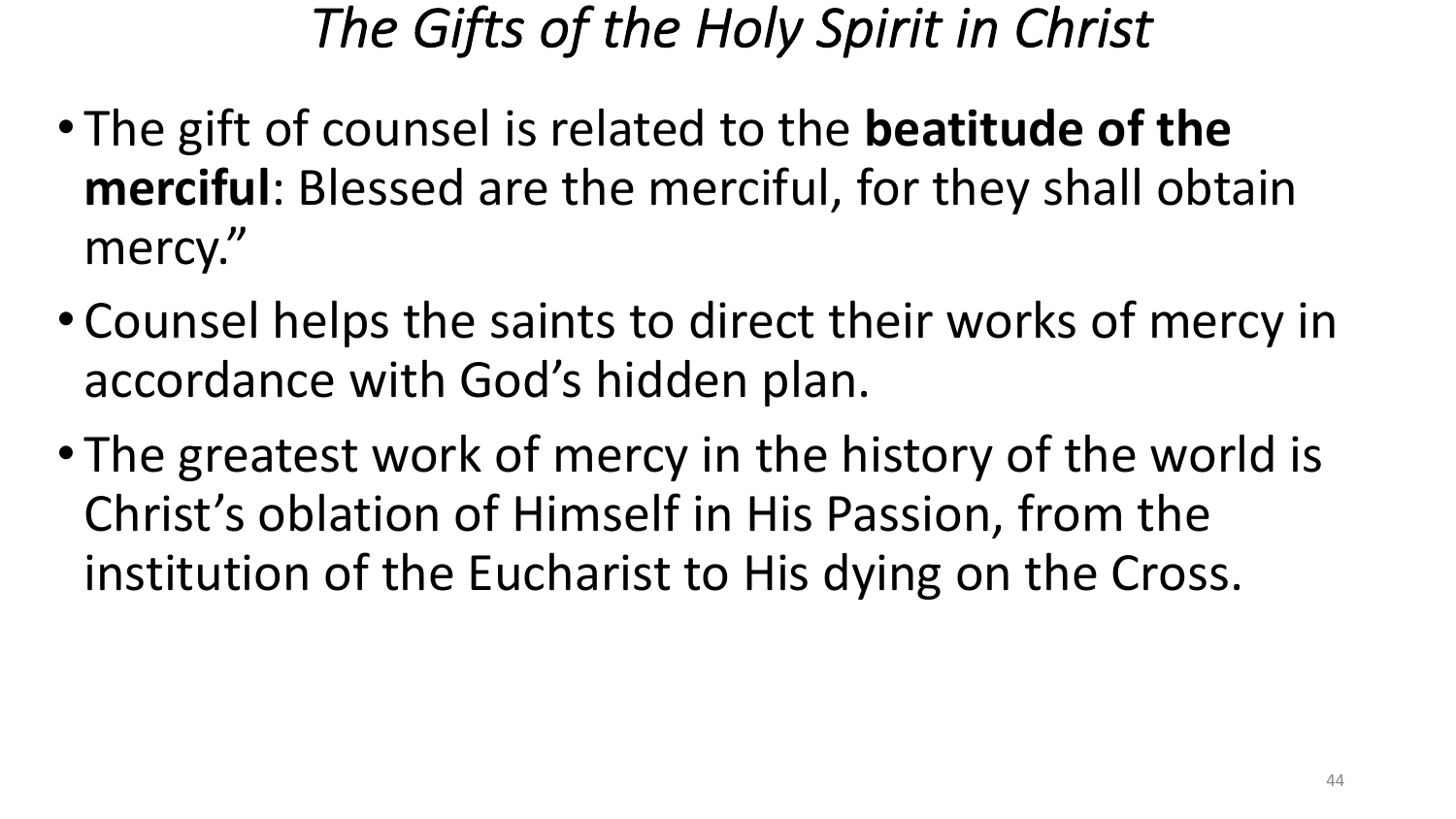# *The Gifts of the Holy Spirit in Christ*

- The gift of counsel is related to the **beatitude of the merciful**: Blessed are the merciful, for they shall obtain mercy."
- Counsel helps the saints to direct their works of mercy in accordance with God's hidden plan.
- The greatest work of mercy in the history of the world is Christ's oblation of Himself in His Passion, from the institution of the Eucharist to His dying on the Cross.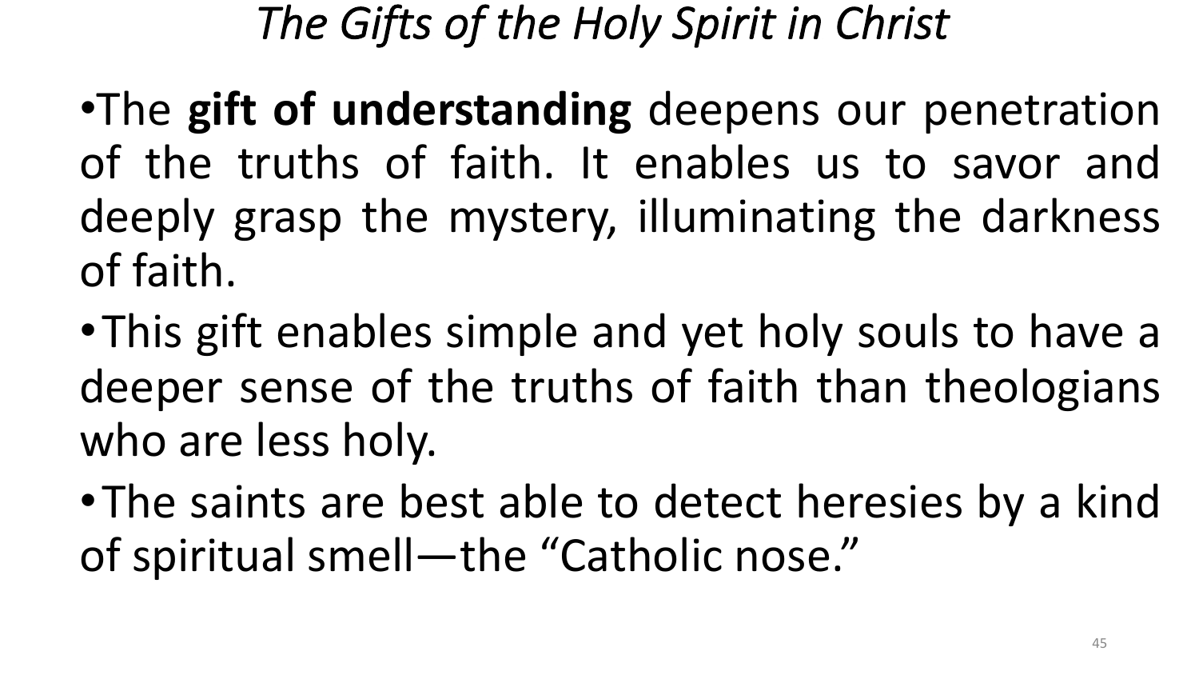# *The Gifts of the Holy Spirit in Christ*

- The **gift of understanding** deepens our penetration of the truths of faith. It enables us to savor and deeply grasp the mystery, illuminating the darkness of faith.
- This gift enables simple and yet holy souls to have a deeper sense of the truths of faith than theologians who are less holy.
- The saints are best able to detect heresies by a kind of spiritual smell—the "Catholic nose."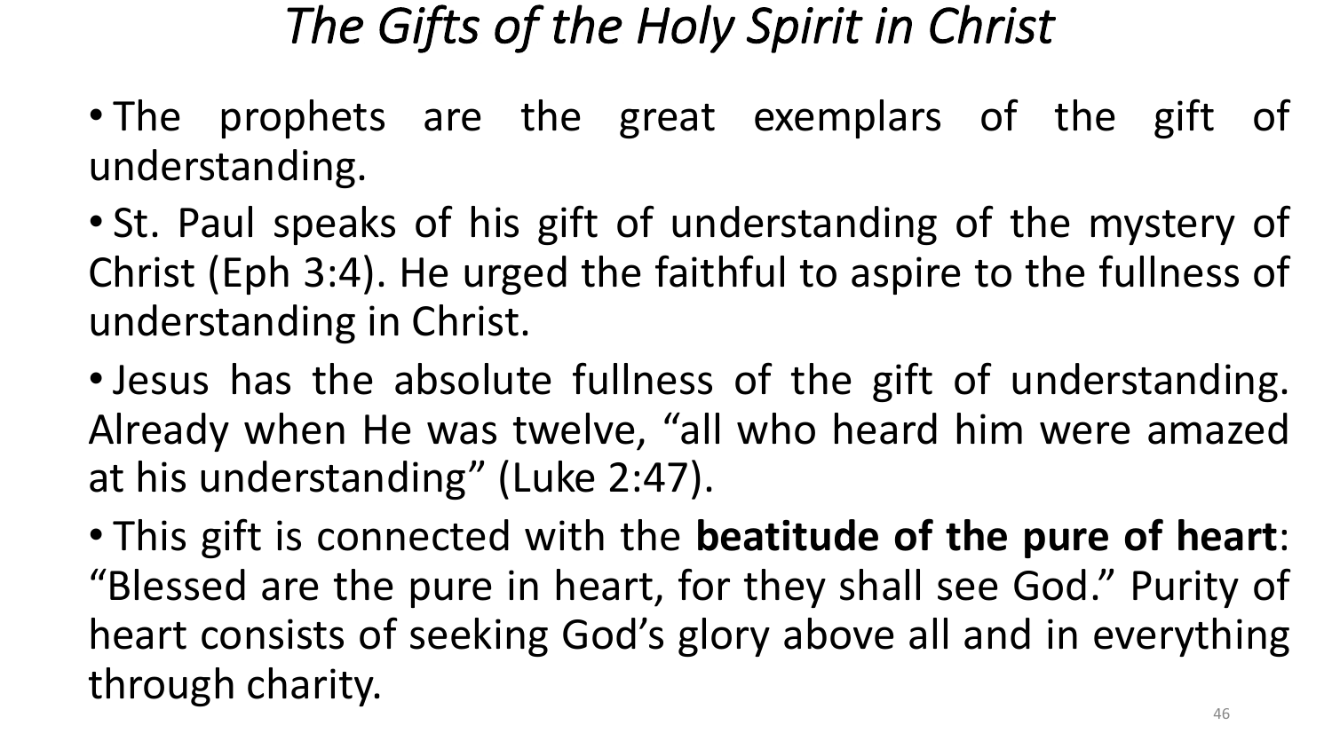# *The Gifts of the Holy Spirit in Christ*

- The prophets are the great exemplars of the gift of understanding.
- St. Paul speaks of his gift of understanding of the mystery of Christ (Eph 3:4). He urged the faithful to aspire to the fullness of understanding in Christ.
- Jesus has the absolute fullness of the gift of understanding. Already when He was twelve, “all who heard him were amazed at his understanding” (Luke 2:47).
- This gift is connected with the **beatitude of the pure of heart**: “Blessed are the pure in heart, for they shall see God.” Purity of heart consists of seeking God’s glory above all and in everything through charity.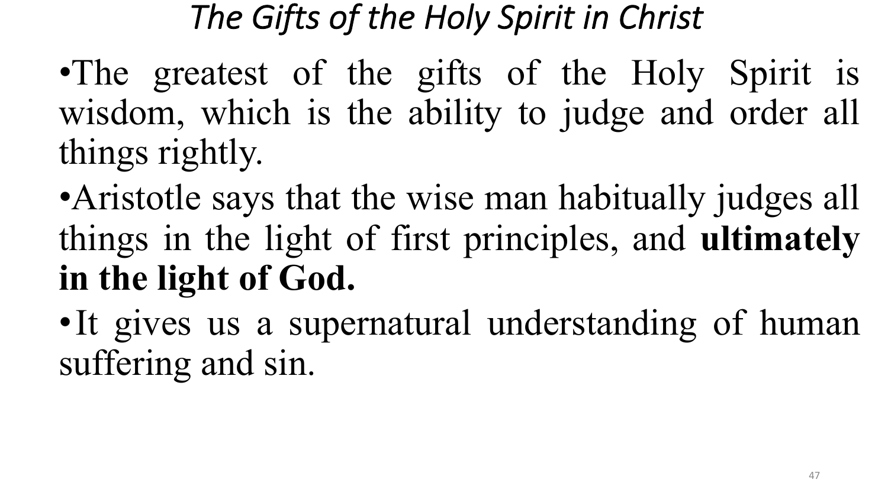# *The Gifts of the Holy Spirit in Christ*

- The greatest of the gifts of the Holy Spirit is wisdom, which is the ability to judge and order all things rightly.
- Aristotle says that the wise man habitually judges all things in the light of first principles, and **ultimately in the light of God.**
- It gives us a supernatural understanding of human suffering and sin.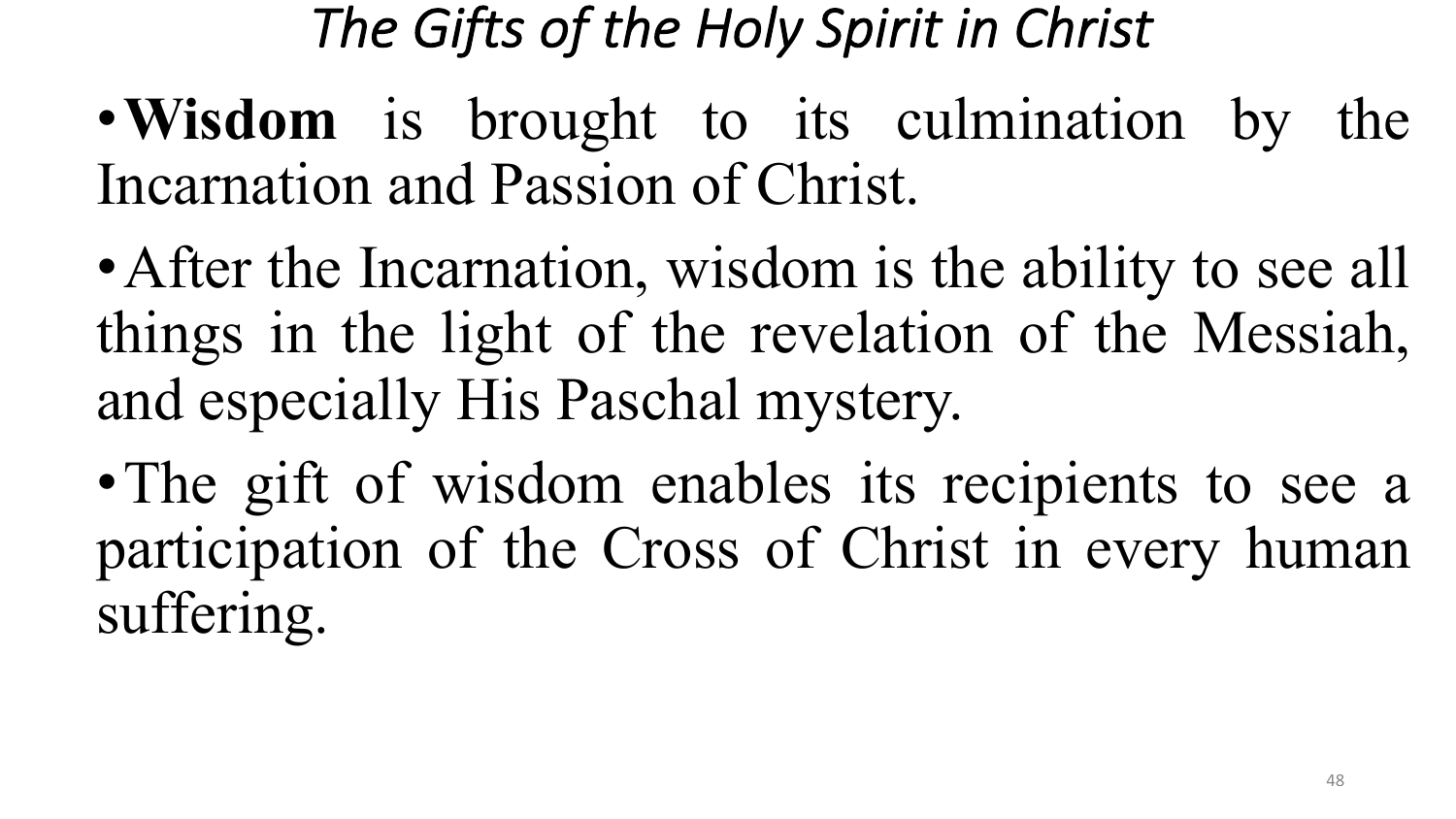# *The Gifts of the Holy Spirit in Christ*

- **Wisdom** is brought to its culmination by the Incarnation and Passion of Christ.
- After the Incarnation, wisdom is the ability to see all things in the light of the revelation of the Messiah, and especially His Paschal mystery.
- The gift of wisdom enables its recipients to see a participation of the Cross of Christ in every human suffering.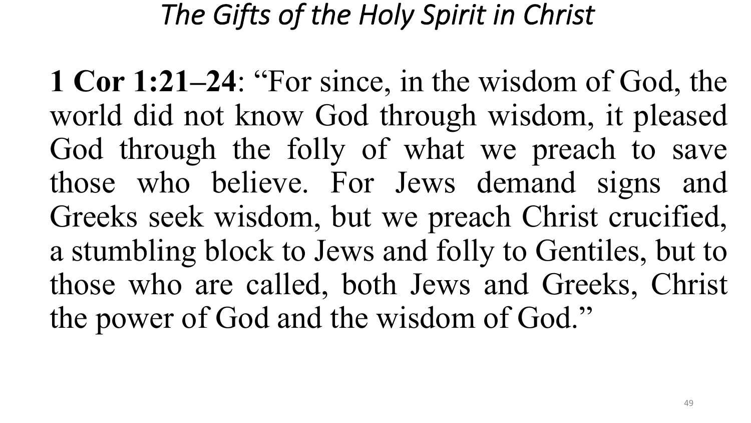# *The Gifts of the Holy Spirit in Christ*

**1 Cor 1:21–24**: "For since, in the wisdom of God, the world did not know God through wisdom, it pleased God through the folly of what we preach to save those who believe. For Jews demand signs and Greeks seek wisdom, but we preach Christ crucified, a stumbling block to Jews and folly to Gentiles, but to those who are called, both Jews and Greeks, Christ the power of God and the wisdom of God."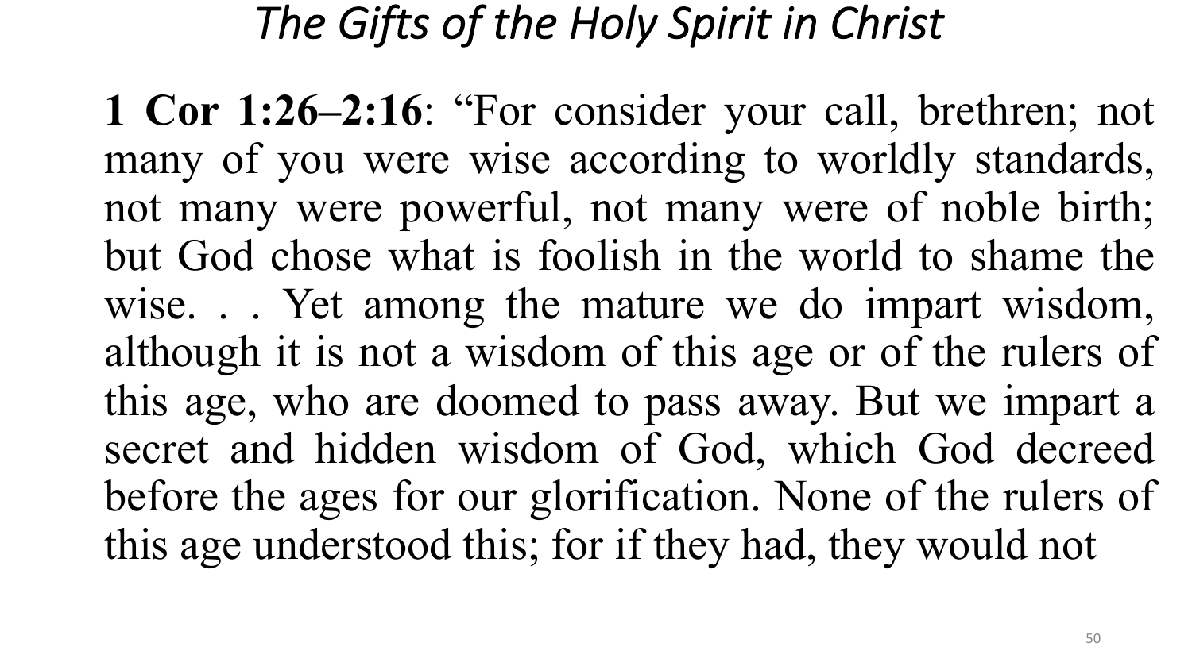# *The Gifts of the Holy Spirit in Christ*

**1 Cor 1:26–2:16**: “For consider your call, brethren; not many of you were wise according to worldly standards, not many were powerful, not many were of noble birth; but God chose what is foolish in the world to shame the wise. . . Yet among the mature we do impart wisdom, although it is not a wisdom of this age or of the rulers of this age, who are doomed to pass away. But we impart a secret and hidden wisdom of God, which God decreed before the ages for our glorification. None of the rulers of this age understood this; for if they had, they would not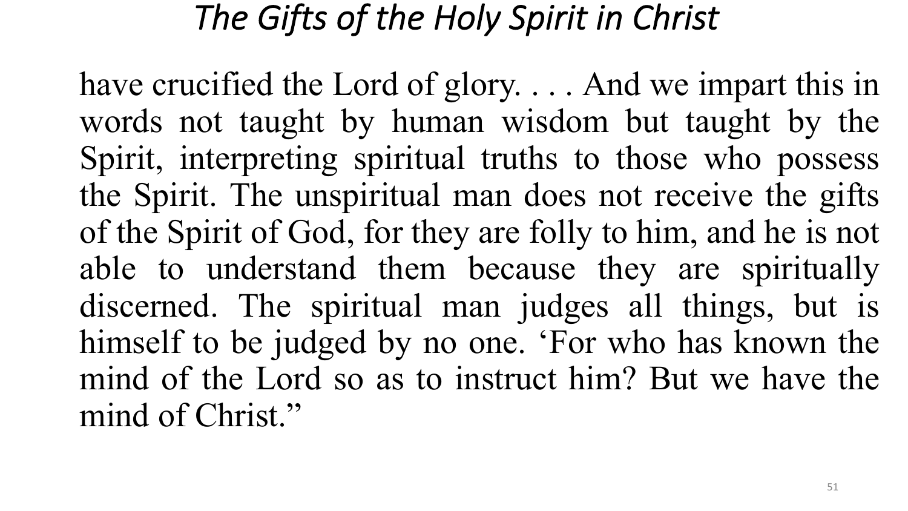# *The Gifts of the Holy Spirit in Christ*

have crucified the Lord of glory. . . . And we impart this in words not taught by human wisdom but taught by the Spirit, interpreting spiritual truths to those who possess the Spirit. The unspiritual man does not receive the gifts of the Spirit of God, for they are folly to him, and he is not able to understand them because they are spiritually discerned. The spiritual man judges all things, but is himself to be judged by no one. 'For who has known the mind of the Lord so as to instruct him? But we have the mind of Christ."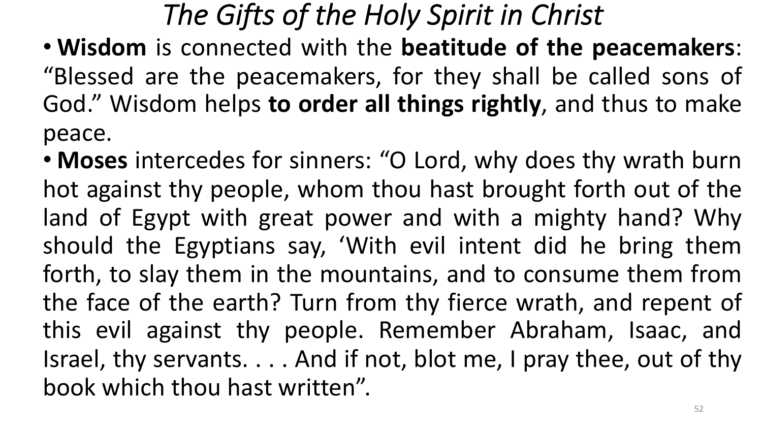# *The Gifts of the Holy Spirit in Christ*

- **Wisdom** is connected with the **beatitude of the peacemakers**: "Blessed are the peacemakers, for they shall be called sons of God." Wisdom helps **to order all things rightly**, and thus to make peace.
- **Moses** intercedes for sinners: "O Lord, why does thy wrath burn hot against thy people, whom thou hast brought forth out of the land of Egypt with great power and with a mighty hand? Why should the Egyptians say, 'With evil intent did he bring them forth, to slay them in the mountains, and to consume them from the face of the earth? Turn from thy fierce wrath, and repent of this evil against thy people. Remember Abraham, Isaac, and Israel, thy servants. . . . And if not, blot me, I pray thee, out of thy book which thou hast written".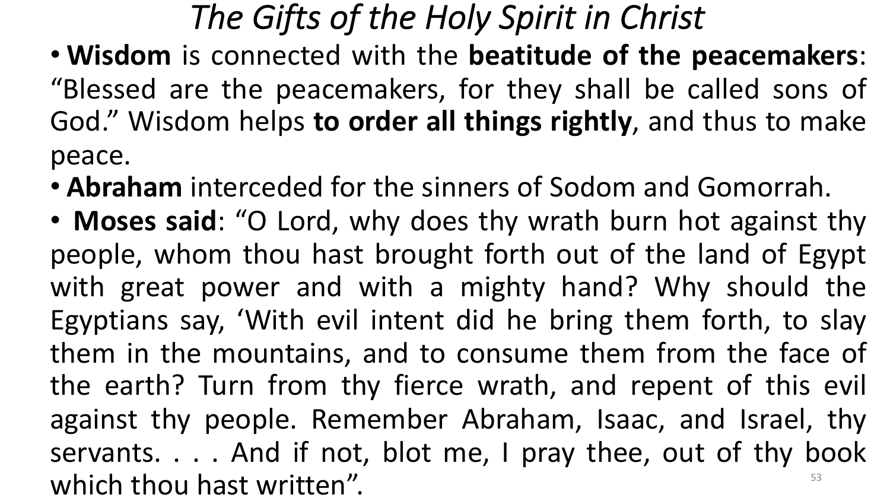# *The Gifts of the Holy Spirit in Christ*

- **Wisdom** is connected with the **beatitude of the peacemakers**: "Blessed are the peacemakers, for they shall be called sons of God." Wisdom helps **to order all things rightly**, and thus to make peace.
- **Abraham** interceded for the sinners of Sodom and Gomorrah.
- **Moses said**: "O Lord, why does thy wrath burn hot against thy people, whom thou hast brought forth out of the land of Egypt with great power and with a mighty hand? Why should the Egyptians say, 'With evil intent did he bring them forth, to slay them in the mountains, and to consume them from the face of the earth? Turn from thy fierce wrath, and repent of this evil against thy people. Remember Abraham, Isaac, and Israel, thy servants. . . . And if not, blot me, I pray thee, out of thy book which thou hast written".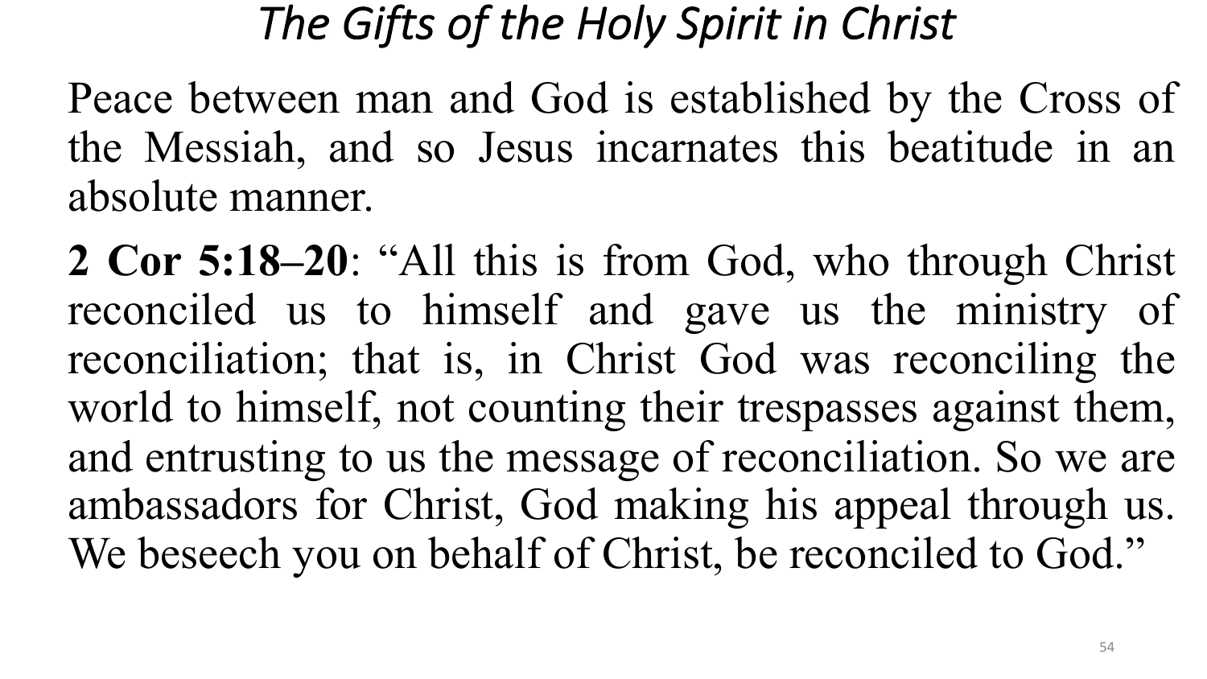# *The Gifts of the Holy Spirit in Christ*

Peace between man and God is established by the Cross of the Messiah, and so Jesus incarnates this beatitude in an absolute manner.

**2 Cor 5:18–20**: "All this is from God, who through Christ reconciled us to himself and gave us the ministry of reconciliation; that is, in Christ God was reconciling the world to himself, not counting their trespasses against them, and entrusting to us the message of reconciliation. So we are ambassadors for Christ, God making his appeal through us. We beseech you on behalf of Christ, be reconciled to God."